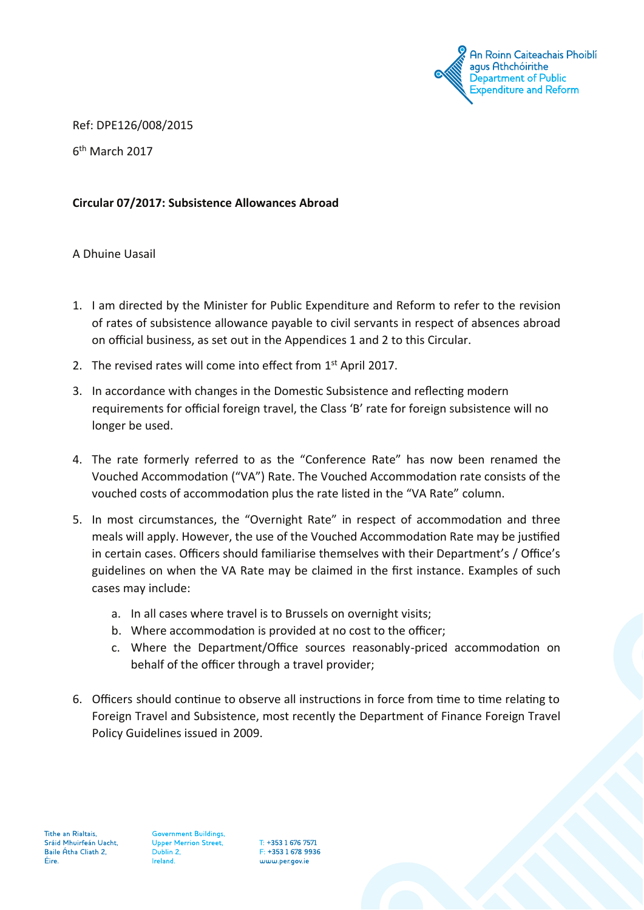An Roinn Caiteachais Phoiblí agus Athchóirithe
Department of Public Expenditure and Reform

Ref: DPE126/008/2015

6th March 2017

**Circular 07/2017: Subsistence Allowances Abroad**

A Dhuine Uasail

1. I am directed by the Minister for Public Expenditure and Reform to refer to the revision of rates of subsistence allowance payable to civil servants in respect of absences abroad on official business, as set out in the Appendices 1 and 2 to this Circular.
2. The revised rates will come into effect from 1st April 2017.
3. In accordance with changes in the Domestic Subsistence and reflecting modern requirements for official foreign travel, the Class 'B' rate for foreign subsistence will no longer be used.
4. The rate formerly referred to as the "Conference Rate" has now been renamed the Vouched Accommodation ("VA") Rate. The Vouched Accommodation rate consists of the vouched costs of accommodation plus the rate listed in the "VA Rate" column.
5. In most circumstances, the "Overnight Rate" in respect of accommodation and three meals will apply. However, the use of the Vouched Accommodation Rate may be justified in certain cases. Officers should familiarise themselves with their Department's / Office's guidelines on when the VA Rate may be claimed in the first instance. Examples of such cases may include:
    a. In all cases where travel is to Brussels on overnight visits;
    b. Where accommodation is provided at no cost to the officer;
    c. Where the Department/Office sources reasonably-priced accommodation on behalf of the officer through a travel provider;
6. Officers should continue to observe all instructions in force from time to time relating to Foreign Travel and Subsistence, most recently the Department of Finance Foreign Travel Policy Guidelines issued in 2009.

Tithe an Rialtais,
Sráid Mhuirfeán Uacht,
Baile Átha Cliath 2,
Éire.

Government Buildings,
Upper Merrion Street,
Dublin 2,
Ireland.

T: +353 1 676 7571
F: +353 1 678 9936
www.per.gov.ie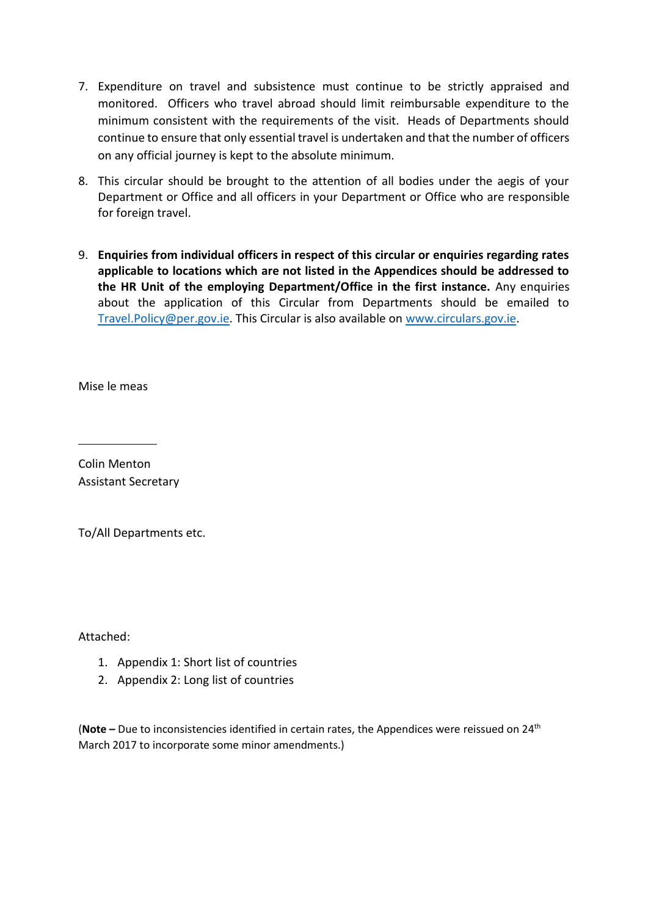7. Expenditure on travel and subsistence must continue to be strictly appraised and monitored. Officers who travel abroad should limit reimbursable expenditure to the minimum consistent with the requirements of the visit. Heads of Departments should continue to ensure that only essential travel is undertaken and that the number of officers on any official journey is kept to the absolute minimum.

8. This circular should be brought to the attention of all bodies under the aegis of your Department or Office and all officers in your Department or Office who are responsible for foreign travel.

9. **Enquiries from individual officers in respect of this circular or enquiries regarding rates applicable to locations which are not listed in the Appendices should be addressed to the HR Unit of the employing Department/Office in the first instance.** Any enquiries about the application of this Circular from Departments should be emailed to Travel.Policy@per.gov.ie. This Circular is also available on www.circulars.gov.ie.

Mise le meas

Colin Menton
Assistant Secretary

To/All Departments etc.

Attached:

1. Appendix 1: Short list of countries
2. Appendix 2: Long list of countries

(**Note –** Due to inconsistencies identified in certain rates, the Appendices were reissued on 24th March 2017 to incorporate some minor amendments.)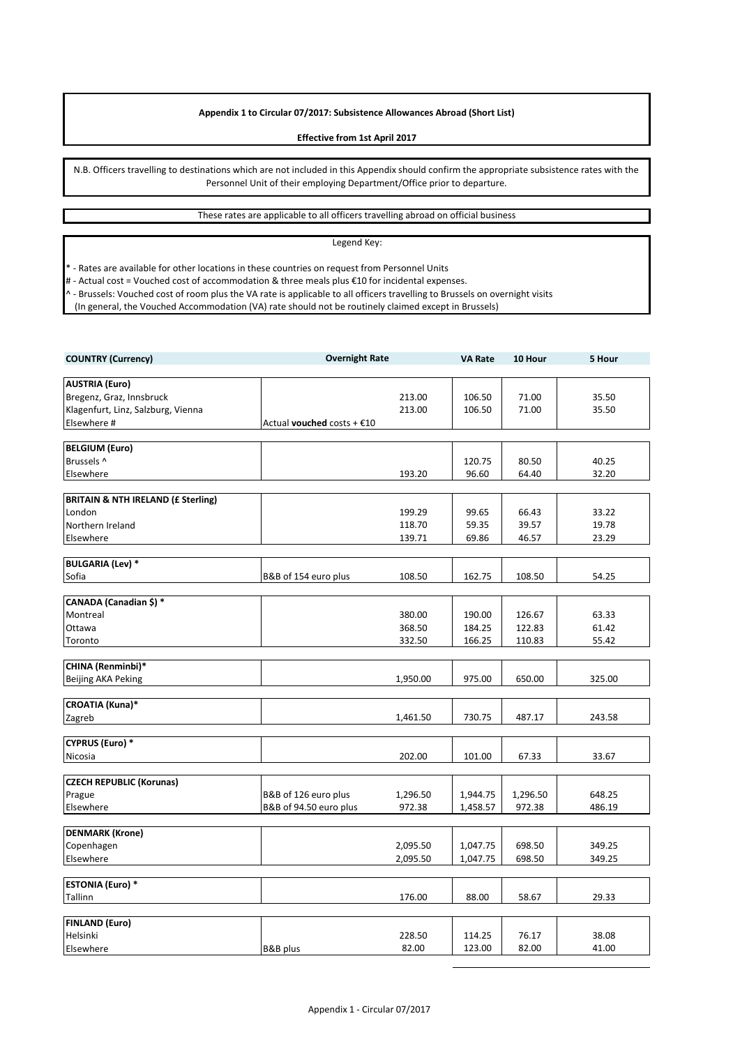**Appendix 1 to Circular 07/2017: Subsistence Allowances Abroad (Short List)**

**Effective from 1st April 2017**

N.B. Officers travelling to destinations which are not included in this Appendix should confirm the appropriate subsistence rates with the Personnel Unit of their employing Department/Office prior to departure.

These rates are applicable to all officers travelling abroad on official business

Legend Key:

* - Rates are available for other locations in these countries on request from Personnel Units
# - Actual cost = Vouched cost of accommodation & three meals plus €10 for incidental expenses.
^ - Brussels: Vouched cost of room plus the VA rate is applicable to all officers travelling to Brussels on overnight visits
(In general, the Vouched Accommodation (VA) rate should not be routinely claimed except in Brussels)

| COUNTRY (Currency) | Overnight Rate | | VA Rate | 10 Hour | 5 Hour |
|---|---|---|---|---|---|
| **AUSTRIA (Euro)** | | | | | |
| Bregenz, Graz, Innsbruck | | 213.00 | 106.50 | 71.00 | 35.50 |
| Klagenfurt, Linz, Salzburg, Vienna | | 213.00 | 106.50 | 71.00 | 35.50 |
| Elsewhere # | Actual **vouched** costs + €10 | | | | |
| **BELGIUM (Euro)** | | | | | |
| Brussels ^ | | | 120.75 | 80.50 | 40.25 |
| Elsewhere | | 193.20 | 96.60 | 64.40 | 32.20 |
| **BRITAIN & NTH IRELAND (£ Sterling)** | | | | | |
| London | | 199.29 | 99.65 | 66.43 | 33.22 |
| Northern Ireland | | 118.70 | 59.35 | 39.57 | 19.78 |
| Elsewhere | | 139.71 | 69.86 | 46.57 | 23.29 |
| **BULGARIA (Lev) *** | | | | | |
| Sofia | B&B of 154 euro plus | 108.50 | 162.75 | 108.50 | 54.25 |
| **CANADA (Canadian $) *** | | | | | |
| Montreal | | 380.00 | 190.00 | 126.67 | 63.33 |
| Ottawa | | 368.50 | 184.25 | 122.83 | 61.42 |
| Toronto | | 332.50 | 166.25 | 110.83 | 55.42 |
| **CHINA (Renminbi)*** | | | | | |
| Beijing AKA Peking | | 1,950.00 | 975.00 | 650.00 | 325.00 |
| **CROATIA (Kuna)*** | | | | | |
| Zagreb | | 1,461.50 | 730.75 | 487.17 | 243.58 |
| **CYPRUS (Euro) *** | | | | | |
| Nicosia | | 202.00 | 101.00 | 67.33 | 33.67 |
| **CZECH REPUBLIC (Korunas)** | | | | | |
| Prague | B&B of 126 euro plus | 1,296.50 | 1,944.75 | 1,296.50 | 648.25 |
| Elsewhere | B&B of 94.50 euro plus | 972.38 | 1,458.57 | 972.38 | 486.19 |
| **DENMARK (Krone)** | | | | | |
| Copenhagen | | 2,095.50 | 1,047.75 | 698.50 | 349.25 |
| Elsewhere | | 2,095.50 | 1,047.75 | 698.50 | 349.25 |
| **ESTONIA (Euro) *** | | | | | |
| Tallinn | | 176.00 | 88.00 | 58.67 | 29.33 |
| **FINLAND (Euro)** | | | | | |
| Helsinki | | 228.50 | 114.25 | 76.17 | 38.08 |
| Elsewhere | B&B plus | 82.00 | 123.00 | 82.00 | 41.00 |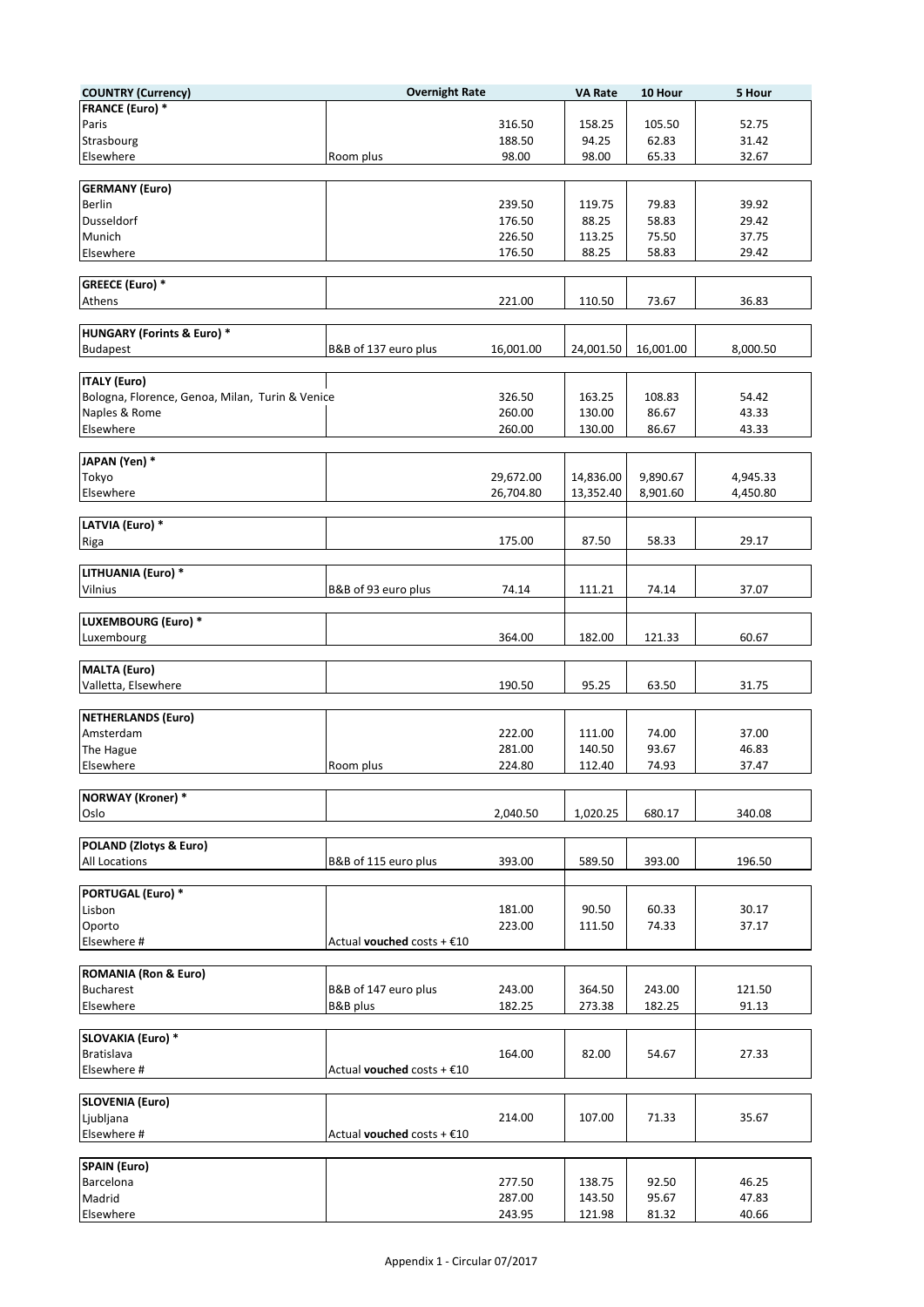| COUNTRY (Currency) | Overnight Rate | | VA Rate | 10 Hour | 5 Hour |
|---|---|---|---|---|---|
| **FRANCE (Euro) *** | | | | | |
| Paris | | 316.50 | 158.25 | 105.50 | 52.75 |
| Strasbourg | | 188.50 | 94.25 | 62.83 | 31.42 |
| Elsewhere | Room plus | 98.00 | 98.00 | 65.33 | 32.67 |
| | | | | | |
| **GERMANY (Euro)** | | | | | |
| Berlin | | 239.50 | 119.75 | 79.83 | 39.92 |
| Dusseldorf | | 176.50 | 88.25 | 58.83 | 29.42 |
| Munich | | 226.50 | 113.25 | 75.50 | 37.75 |
| Elsewhere | | 176.50 | 88.25 | 58.83 | 29.42 |
| | | | | | |
| **GREECE (Euro) *** | | | | | |
| Athens | | 221.00 | 110.50 | 73.67 | 36.83 |
| | | | | | |
| **HUNGARY (Forints & Euro) *** | | | | | |
| Budapest | B&B of 137 euro plus | 16,001.00 | 24,001.50 | 16,001.00 | 8,000.50 |
| | | | | | |
| **ITALY (Euro)** | | | | | |
| Bologna, Florence, Genoa, Milan, Turin & Venice | | 326.50 | 163.25 | 108.83 | 54.42 |
| Naples & Rome | | 260.00 | 130.00 | 86.67 | 43.33 |
| Elsewhere | | 260.00 | 130.00 | 86.67 | 43.33 |
| | | | | | |
| **JAPAN (Yen) *** | | | | | |
| Tokyo | | 29,672.00 | 14,836.00 | 9,890.67 | 4,945.33 |
| Elsewhere | | 26,704.80 | 13,352.40 | 8,901.60 | 4,450.80 |
| | | | | | |
| **LATVIA (Euro) *** | | | | | |
| Riga | | 175.00 | 87.50 | 58.33 | 29.17 |
| | | | | | |
| **LITHUANIA (Euro) *** | | | | | |
| Vilnius | B&B of 93 euro plus | 74.14 | 111.21 | 74.14 | 37.07 |
| | | | | | |
| **LUXEMBOURG (Euro) *** | | | | | |
| Luxembourg | | 364.00 | 182.00 | 121.33 | 60.67 |
| | | | | | |
| **MALTA (Euro)** | | | | | |
| Valletta, Elsewhere | | 190.50 | 95.25 | 63.50 | 31.75 |
| | | | | | |
| **NETHERLANDS (Euro)** | | | | | |
| Amsterdam | | 222.00 | 111.00 | 74.00 | 37.00 |
| The Hague | | 281.00 | 140.50 | 93.67 | 46.83 |
| Elsewhere | Room plus | 224.80 | 112.40 | 74.93 | 37.47 |
| | | | | | |
| **NORWAY (Kroner) *** | | | | | |
| Oslo | | 2,040.50 | 1,020.25 | 680.17 | 340.08 |
| | | | | | |
| **POLAND (Zlotys & Euro)** | | | | | |
| All Locations | B&B of 115 euro plus | 393.00 | 589.50 | 393.00 | 196.50 |
| | | | | | |
| **PORTUGAL (Euro) *** | | | | | |
| Lisbon | | 181.00 | 90.50 | 60.33 | 30.17 |
| Oporto | | 223.00 | 111.50 | 74.33 | 37.17 |
| Elsewhere # | Actual **vouched** costs + €10 | | | | |
| | | | | | |
| **ROMANIA (Ron & Euro)** | | | | | |
| Bucharest | B&B of 147 euro plus | 243.00 | 364.50 | 243.00 | 121.50 |
| Elsewhere | B&B plus | 182.25 | 273.38 | 182.25 | 91.13 |
| | | | | | |
| **SLOVAKIA (Euro) *** | | | | | |
| Bratislava | | 164.00 | 82.00 | 54.67 | 27.33 |
| Elsewhere # | Actual **vouched** costs + €10 | | | | |
| | | | | | |
| **SLOVENIA (Euro)** | | | | | |
| Ljubljana | | 214.00 | 107.00 | 71.33 | 35.67 |
| Elsewhere # | Actual **vouched** costs + €10 | | | | |
| | | | | | |
| **SPAIN (Euro)** | | | | | |
| Barcelona | | 277.50 | 138.75 | 92.50 | 46.25 |
| Madrid | | 287.00 | 143.50 | 95.67 | 47.83 |
| Elsewhere | | 243.95 | 121.98 | 81.32 | 40.66 |

Appendix 1 - Circular 07/2017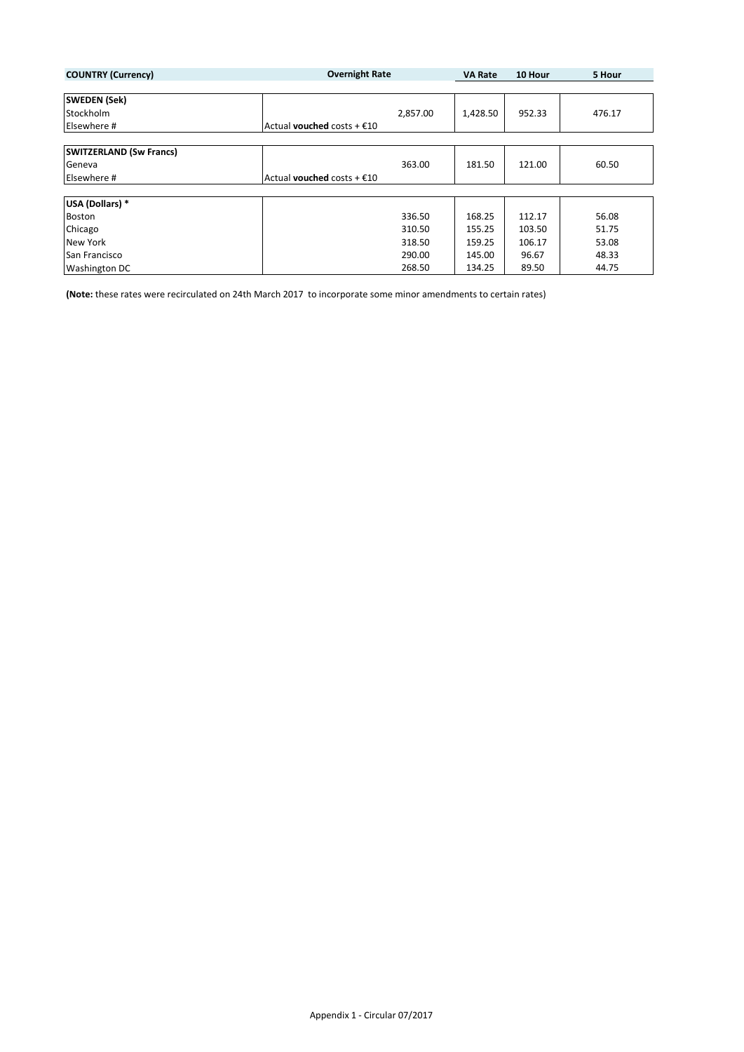| COUNTRY (Currency) | Overnight Rate | VA Rate | 10 Hour | 5 Hour |
|---|---|---|---|---|
| **SWEDEN (Sek)** | | | | |
| Stockholm | 2,857.00 | 1,428.50 | 952.33 | 476.17 |
| Elsewhere # | Actual **vouched** costs + €10 | | | |
| **SWITZERLAND (Sw Francs)** | | | | |
| Geneva | 363.00 | 181.50 | 121.00 | 60.50 |
| Elsewhere # | Actual **vouched** costs + €10 | | | |
| **USA (Dollars) *** | | | | |
| Boston | 336.50 | 168.25 | 112.17 | 56.08 |
| Chicago | 310.50 | 155.25 | 103.50 | 51.75 |
| New York | 318.50 | 159.25 | 106.17 | 53.08 |
| San Francisco | 290.00 | 145.00 | 96.67 | 48.33 |
| Washington DC | 268.50 | 134.25 | 89.50 | 44.75 |

**(Note:** these rates were recirculated on 24th March 2017 to incorporate some minor amendments to certain rates)

Appendix 1 - Circular 07/2017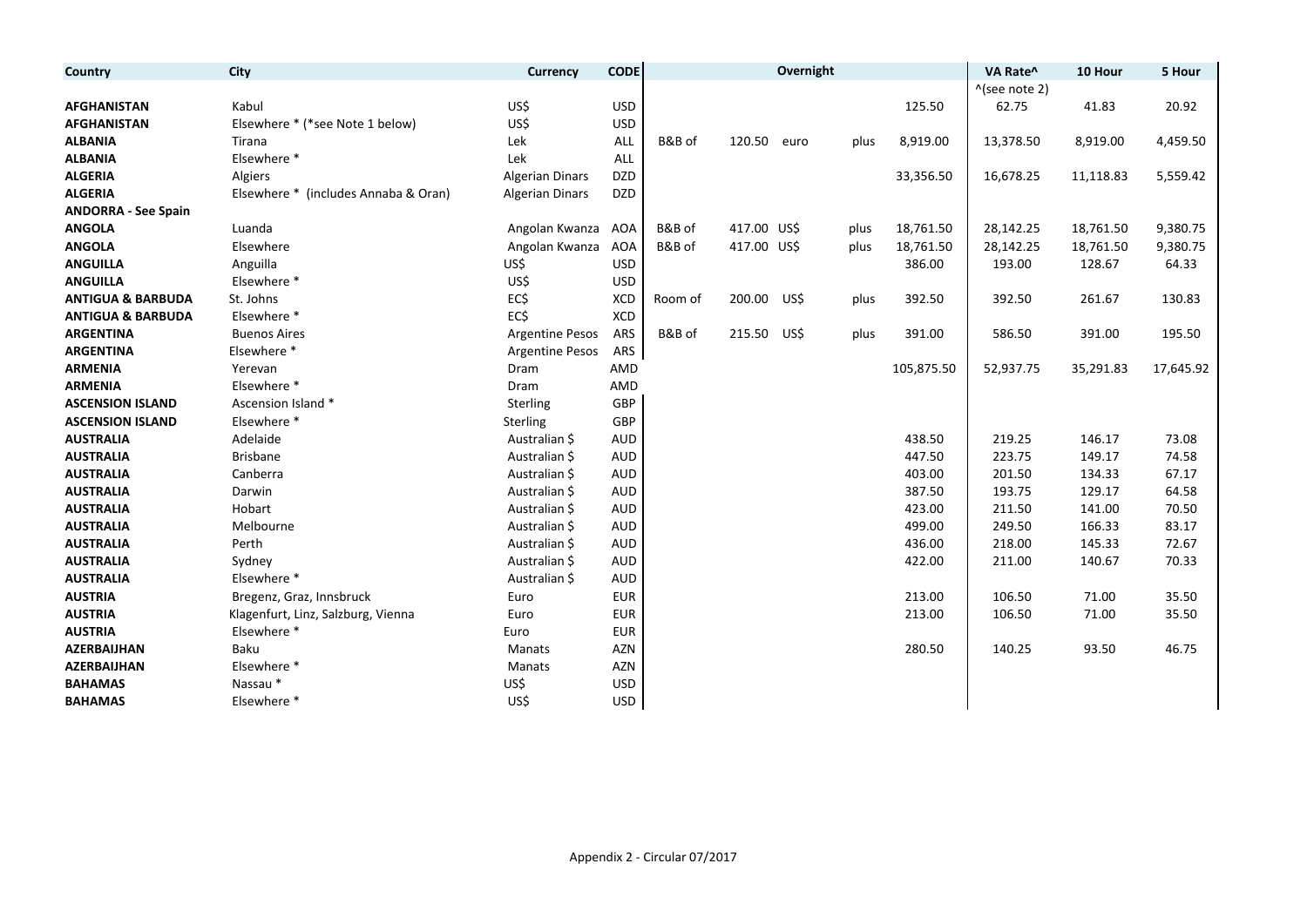| Country | City | Currency | CODE | Overnight | | | | | VA Rate^ | 10 Hour | 5 Hour |
|---|---|---|---|---|---|---|---|---|---|---|---|
| | | | | | | | | | ^(see note 2) | | |
| **AFGHANISTAN** | Kabul | US$ | USD | | | | | 125.50 | 62.75 | 41.83 | 20.92 |
| **AFGHANISTAN** | Elsewhere * (*see Note 1 below) | US$ | USD | | | | | | | | |
| **ALBANIA** | Tirana | Lek | ALL | B&B of | 120.50 | euro | plus | 8,919.00 | 13,378.50 | 8,919.00 | 4,459.50 |
| **ALBANIA** | Elsewhere * | Lek | ALL | | | | | | | | |
| **ALGERIA** | Algiers | Algerian Dinars | DZD | | | | | 33,356.50 | 16,678.25 | 11,118.83 | 5,559.42 |
| **ALGERIA** | Elsewhere * (includes Annaba & Oran) | Algerian Dinars | DZD | | | | | | | | |
| **ANDORRA - See Spain** | | | | | | | | | | | |
| **ANGOLA** | Luanda | Angolan Kwanza | AOA | B&B of | 417.00 | US$ | plus | 18,761.50 | 28,142.25 | 18,761.50 | 9,380.75 |
| **ANGOLA** | Elsewhere | Angolan Kwanza | AOA | B&B of | 417.00 | US$ | plus | 18,761.50 | 28,142.25 | 18,761.50 | 9,380.75 |
| **ANGUILLA** | Anguilla | US$ | USD | | | | | 386.00 | 193.00 | 128.67 | 64.33 |
| **ANGUILLA** | Elsewhere * | US$ | USD | | | | | | | | |
| **ANTIGUA & BARBUDA** | St. Johns | EC$ | XCD | Room of | 200.00 | US$ | plus | 392.50 | 392.50 | 261.67 | 130.83 |
| **ANTIGUA & BARBUDA** | Elsewhere * | EC$ | XCD | | | | | | | | |
| **ARGENTINA** | Buenos Aires | Argentine Pesos | ARS | B&B of | 215.50 | US$ | plus | 391.00 | 586.50 | 391.00 | 195.50 |
| **ARGENTINA** | Elsewhere * | Argentine Pesos | ARS | | | | | | | | |
| **ARMENIA** | Yerevan | Dram | AMD | | | | | 105,875.50 | 52,937.75 | 35,291.83 | 17,645.92 |
| **ARMENIA** | Elsewhere * | Dram | AMD | | | | | | | | |
| **ASCENSION ISLAND** | Ascension Island * | Sterling | GBP | | | | | | | | |
| **ASCENSION ISLAND** | Elsewhere * | Sterling | GBP | | | | | | | | |
| **AUSTRALIA** | Adelaide | Australian $ | AUD | | | | | 438.50 | 219.25 | 146.17 | 73.08 |
| **AUSTRALIA** | Brisbane | Australian $ | AUD | | | | | 447.50 | 223.75 | 149.17 | 74.58 |
| **AUSTRALIA** | Canberra | Australian $ | AUD | | | | | 403.00 | 201.50 | 134.33 | 67.17 |
| **AUSTRALIA** | Darwin | Australian $ | AUD | | | | | 387.50 | 193.75 | 129.17 | 64.58 |
| **AUSTRALIA** | Hobart | Australian $ | AUD | | | | | 423.00 | 211.50 | 141.00 | 70.50 |
| **AUSTRALIA** | Melbourne | Australian $ | AUD | | | | | 499.00 | 249.50 | 166.33 | 83.17 |
| **AUSTRALIA** | Perth | Australian $ | AUD | | | | | 436.00 | 218.00 | 145.33 | 72.67 |
| **AUSTRALIA** | Sydney | Australian $ | AUD | | | | | 422.00 | 211.00 | 140.67 | 70.33 |
| **AUSTRALIA** | Elsewhere * | Australian $ | AUD | | | | | | | | |
| **AUSTRIA** | Bregenz, Graz, Innsbruck | Euro | EUR | | | | | 213.00 | 106.50 | 71.00 | 35.50 |
| **AUSTRIA** | Klagenfurt, Linz, Salzburg, Vienna | Euro | EUR | | | | | 213.00 | 106.50 | 71.00 | 35.50 |
| **AUSTRIA** | Elsewhere * | Euro | EUR | | | | | | | | |
| **AZERBAIJHAN** | Baku | Manats | AZN | | | | | 280.50 | 140.25 | 93.50 | 46.75 |
| **AZERBAIJHAN** | Elsewhere * | Manats | AZN | | | | | | | | |
| **BAHAMAS** | Nassau * | US$ | USD | | | | | | | | |
| **BAHAMAS** | Elsewhere * | US$ | USD | | | | | | | | |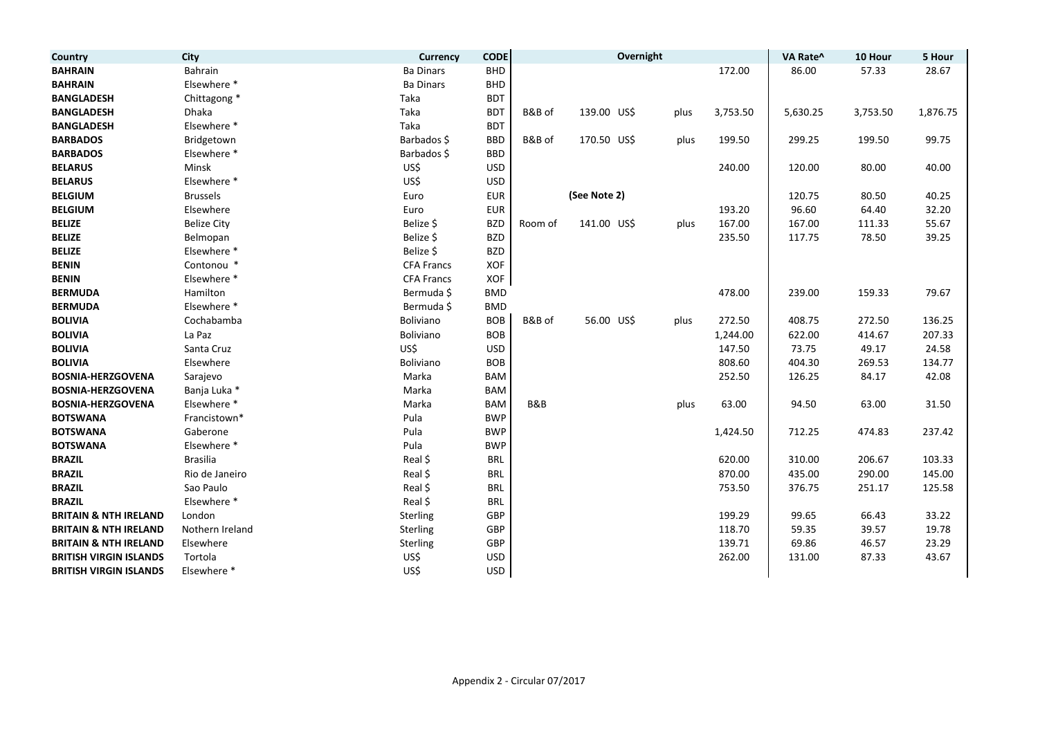| Country | City | Currency | CODE | Overnight | | | | VA Rate^ | 10 Hour | 5 Hour |
|---|---|---|---|---|---|---|---|---|---|---|
| **BAHRAIN** | Bahrain | Ba Dinars | BHD | | | | 172.00 | 86.00 | 57.33 | 28.67 |
| **BAHRAIN** | Elsewhere * | Ba Dinars | BHD | | | | | | | |
| **BANGLADESH** | Chittagong * | Taka | BDT | | | | | | | |
| **BANGLADESH** | Dhaka | Taka | BDT | B&B of | 139.00 US$ | plus | 3,753.50 | 5,630.25 | 3,753.50 | 1,876.75 |
| **BANGLADESH** | Elsewhere * | Taka | BDT | | | | | | | |
| **BARBADOS** | Bridgetown | Barbados $ | BBD | B&B of | 170.50 US$ | plus | 199.50 | 299.25 | 199.50 | 99.75 |
| **BARBADOS** | Elsewhere * | Barbados $ | BBD | | | | | | | |
| **BELARUS** | Minsk | US$ | USD | | | | 240.00 | 120.00 | 80.00 | 40.00 |
| **BELARUS** | Elsewhere * | US$ | USD | | | | | | | |
| **BELGIUM** | Brussels | Euro | EUR | | **(See Note 2)** | | | 120.75 | 80.50 | 40.25 |
| **BELGIUM** | Elsewhere | Euro | EUR | | | | 193.20 | 96.60 | 64.40 | 32.20 |
| **BELIZE** | Belize City | Belize $ | BZD | Room of | 141.00 US$ | plus | 167.00 | 167.00 | 111.33 | 55.67 |
| **BELIZE** | Belmopan | Belize $ | BZD | | | | 235.50 | 117.75 | 78.50 | 39.25 |
| **BELIZE** | Elsewhere * | Belize $ | BZD | | | | | | | |
| **BENIN** | Contonou * | CFA Francs | XOF | | | | | | | |
| **BENIN** | Elsewhere * | CFA Francs | XOF | | | | | | | |
| **BERMUDA** | Hamilton | Bermuda $ | BMD | | | | 478.00 | 239.00 | 159.33 | 79.67 |
| **BERMUDA** | Elsewhere * | Bermuda $ | BMD | | | | | | | |
| **BOLIVIA** | Cochabamba | Boliviano | BOB | B&B of | 56.00 US$ | plus | 272.50 | 408.75 | 272.50 | 136.25 |
| **BOLIVIA** | La Paz | Boliviano | BOB | | | | 1,244.00 | 622.00 | 414.67 | 207.33 |
| **BOLIVIA** | Santa Cruz | US$ | USD | | | | 147.50 | 73.75 | 49.17 | 24.58 |
| **BOLIVIA** | Elsewhere | Boliviano | BOB | | | | 808.60 | 404.30 | 269.53 | 134.77 |
| **BOSNIA-HERZGOVENA** | Sarajevo | Marka | BAM | | | | 252.50 | 126.25 | 84.17 | 42.08 |
| **BOSNIA-HERZGOVENA** | Banja Luka * | Marka | BAM | | | | | | | |
| **BOSNIA-HERZGOVENA** | Elsewhere * | Marka | BAM | B&B | | plus | 63.00 | 94.50 | 63.00 | 31.50 |
| **BOTSWANA** | Francistown* | Pula | BWP | | | | | | | |
| **BOTSWANA** | Gaberone | Pula | BWP | | | | 1,424.50 | 712.25 | 474.83 | 237.42 |
| **BOTSWANA** | Elsewhere * | Pula | BWP | | | | | | | |
| **BRAZIL** | Brasilia | Real $ | BRL | | | | 620.00 | 310.00 | 206.67 | 103.33 |
| **BRAZIL** | Rio de Janeiro | Real $ | BRL | | | | 870.00 | 435.00 | 290.00 | 145.00 |
| **BRAZIL** | Sao Paulo | Real $ | BRL | | | | 753.50 | 376.75 | 251.17 | 125.58 |
| **BRAZIL** | Elsewhere * | Real $ | BRL | | | | | | | |
| **BRITAIN & NTH IRELAND** | London | Sterling | GBP | | | | 199.29 | 99.65 | 66.43 | 33.22 |
| **BRITAIN & NTH IRELAND** | Nothern Ireland | Sterling | GBP | | | | 118.70 | 59.35 | 39.57 | 19.78 |
| **BRITAIN & NTH IRELAND** | Elsewhere | Sterling | GBP | | | | 139.71 | 69.86 | 46.57 | 23.29 |
| **BRITISH VIRGIN ISLANDS** | Tortola | US$ | USD | | | | 262.00 | 131.00 | 87.33 | 43.67 |
| **BRITISH VIRGIN ISLANDS** | Elsewhere * | US$ | USD | | | | | | | |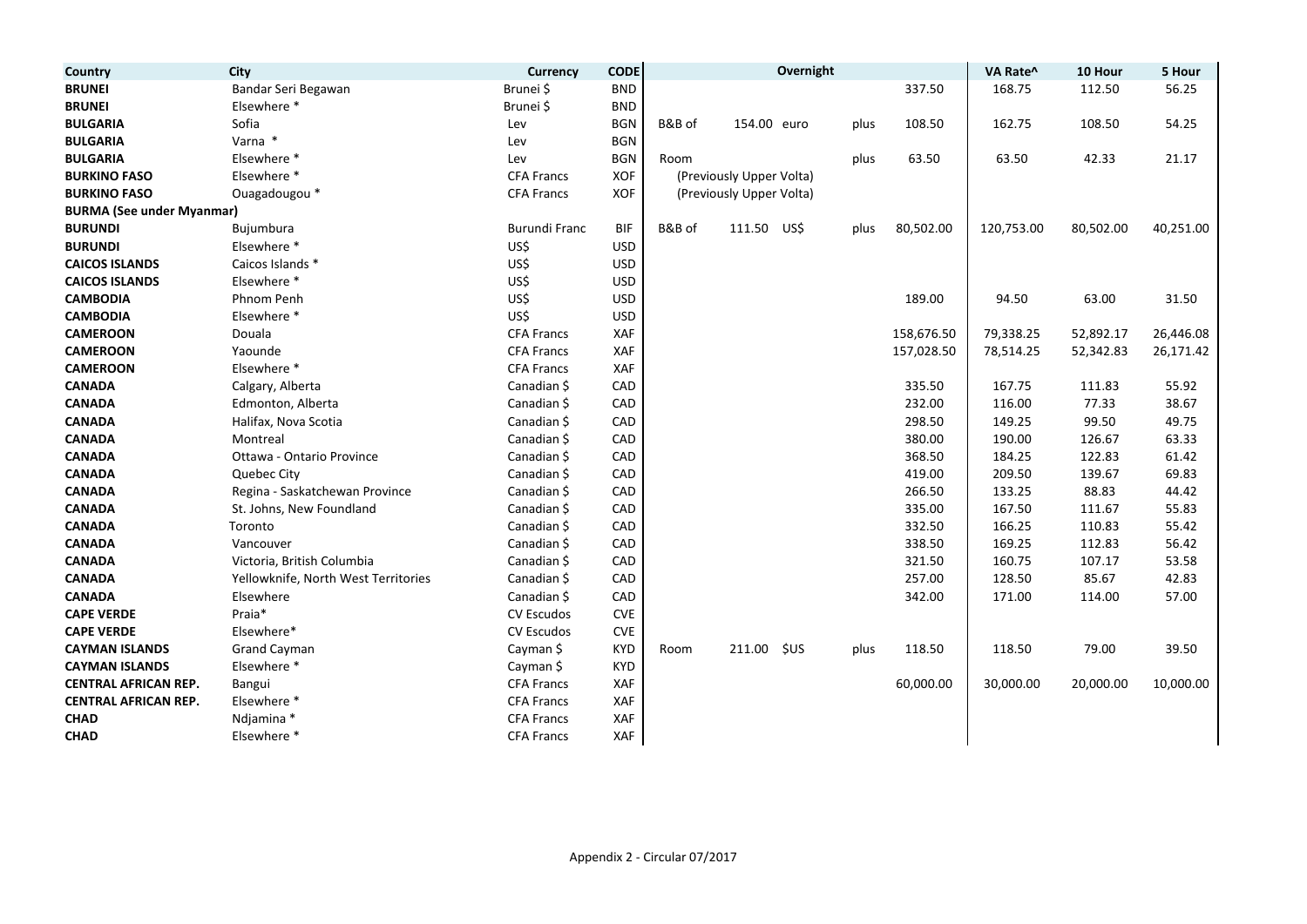| Country | City | Currency | CODE | | | | Overnight | | VA Rate^ | 10 Hour | 5 Hour |
|---|---|---|---|---|---|---|---|---|---|---|---|
| **BRUNEI** | Bandar Seri Begawan | Brunei $ | BND | | | | | 337.50 | 168.75 | 112.50 | 56.25 |
| **BRUNEI** | Elsewhere * | Brunei $ | BND | | | | | | | | |
| **BULGARIA** | Sofia | Lev | BGN | B&B of | 154.00 | euro | plus | 108.50 | 162.75 | 108.50 | 54.25 |
| **BULGARIA** | Varna * | Lev | BGN | | | | | | | | |
| **BULGARIA** | Elsewhere * | Lev | BGN | Room | | | plus | 63.50 | 63.50 | 42.33 | 21.17 |
| **BURKINO FASO** | Elsewhere * | CFA Francs | XOF | (Previously Upper Volta) | | | | | | | |
| **BURKINO FASO** | Ouagadougou * | CFA Francs | XOF | (Previously Upper Volta) | | | | | | | |
| **BURMA (See under Myanmar)** | | | | | | | | | | | |
| **BURUNDI** | Bujumbura | Burundi Franc | BIF | B&B of | 111.50 | US$ | plus | 80,502.00 | 120,753.00 | 80,502.00 | 40,251.00 |
| **BURUNDI** | Elsewhere * | US$ | USD | | | | | | | | |
| **CAICOS ISLANDS** | Caicos Islands * | US$ | USD | | | | | | | | |
| **CAICOS ISLANDS** | Elsewhere * | US$ | USD | | | | | | | | |
| **CAMBODIA** | Phnom Penh | US$ | USD | | | | | 189.00 | 94.50 | 63.00 | 31.50 |
| **CAMBODIA** | Elsewhere * | US$ | USD | | | | | | | | |
| **CAMEROON** | Douala | CFA Francs | XAF | | | | | 158,676.50 | 79,338.25 | 52,892.17 | 26,446.08 |
| **CAMEROON** | Yaounde | CFA Francs | XAF | | | | | 157,028.50 | 78,514.25 | 52,342.83 | 26,171.42 |
| **CAMEROON** | Elsewhere * | CFA Francs | XAF | | | | | | | | |
| **CANADA** | Calgary, Alberta | Canadian $ | CAD | | | | | 335.50 | 167.75 | 111.83 | 55.92 |
| **CANADA** | Edmonton, Alberta | Canadian $ | CAD | | | | | 232.00 | 116.00 | 77.33 | 38.67 |
| **CANADA** | Halifax, Nova Scotia | Canadian $ | CAD | | | | | 298.50 | 149.25 | 99.50 | 49.75 |
| **CANADA** | Montreal | Canadian $ | CAD | | | | | 380.00 | 190.00 | 126.67 | 63.33 |
| **CANADA** | Ottawa - Ontario Province | Canadian $ | CAD | | | | | 368.50 | 184.25 | 122.83 | 61.42 |
| **CANADA** | Quebec City | Canadian $ | CAD | | | | | 419.00 | 209.50 | 139.67 | 69.83 |
| **CANADA** | Regina - Saskatchewan Province | Canadian $ | CAD | | | | | 266.50 | 133.25 | 88.83 | 44.42 |
| **CANADA** | St. Johns, New Foundland | Canadian $ | CAD | | | | | 335.00 | 167.50 | 111.67 | 55.83 |
| **CANADA** | Toronto | Canadian $ | CAD | | | | | 332.50 | 166.25 | 110.83 | 55.42 |
| **CANADA** | Vancouver | Canadian $ | CAD | | | | | 338.50 | 169.25 | 112.83 | 56.42 |
| **CANADA** | Victoria, British Columbia | Canadian $ | CAD | | | | | 321.50 | 160.75 | 107.17 | 53.58 |
| **CANADA** | Yellowknife, North West Territories | Canadian $ | CAD | | | | | 257.00 | 128.50 | 85.67 | 42.83 |
| **CANADA** | Elsewhere | Canadian $ | CAD | | | | | 342.00 | 171.00 | 114.00 | 57.00 |
| **CAPE VERDE** | Praia* | CV Escudos | CVE | | | | | | | | |
| **CAPE VERDE** | Elsewhere* | CV Escudos | CVE | | | | | | | | |
| **CAYMAN ISLANDS** | Grand Cayman | Cayman $ | KYD | Room | 211.00 | $US | plus | 118.50 | 118.50 | 79.00 | 39.50 |
| **CAYMAN ISLANDS** | Elsewhere * | Cayman $ | KYD | | | | | | | | |
| **CENTRAL AFRICAN REP.** | Bangui | CFA Francs | XAF | | | | | 60,000.00 | 30,000.00 | 20,000.00 | 10,000.00 |
| **CENTRAL AFRICAN REP.** | Elsewhere * | CFA Francs | XAF | | | | | | | | |
| **CHAD** | Ndjamina * | CFA Francs | XAF | | | | | | | | |
| **CHAD** | Elsewhere * | CFA Francs | XAF | | | | | | | | |

Appendix 2 - Circular 07/2017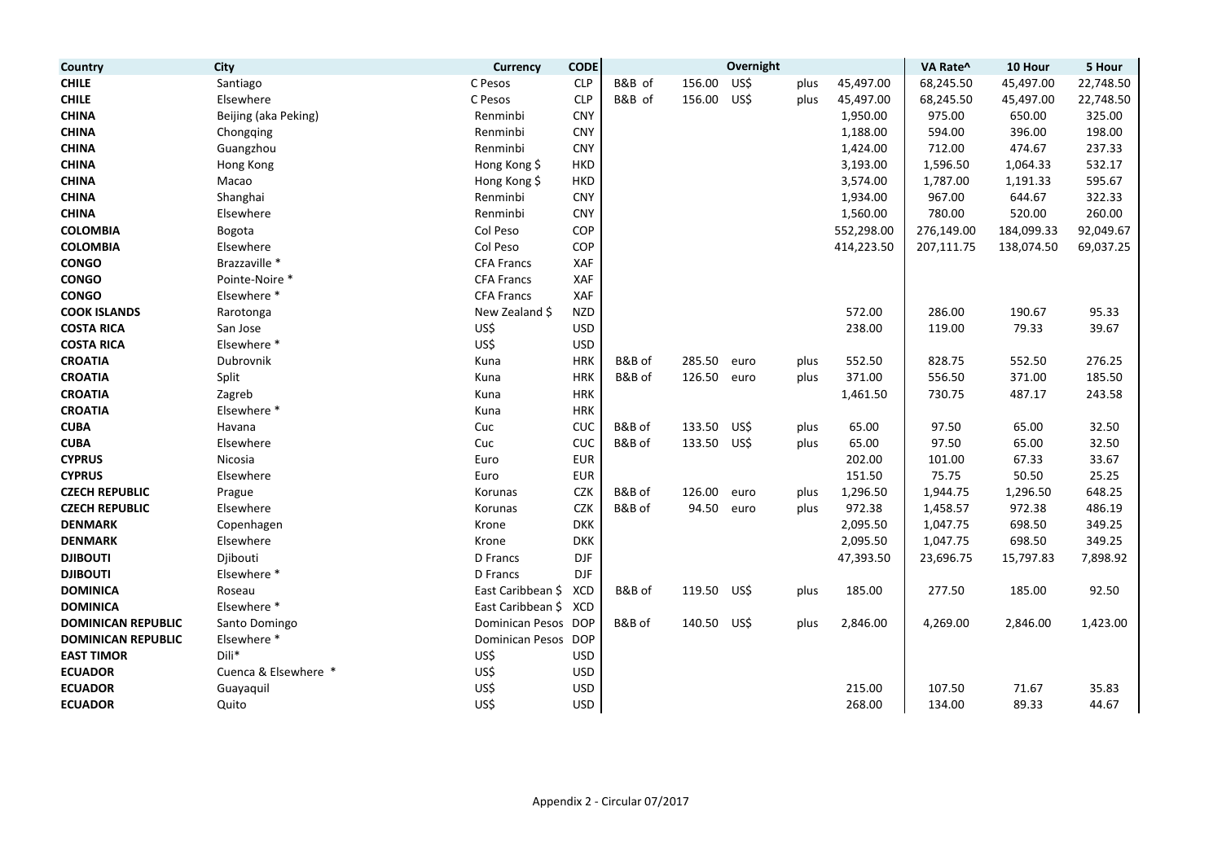| Country | City | Currency | CODE | | | Overnight | | | VA Rate^ | 10 Hour | 5 Hour |
|---|---|---|---|---|---|---|---|---|---|---|---|
| **CHILE** | Santiago | C Pesos | CLP | B&B of | 156.00 | US$ | plus | 45,497.00 | 68,245.50 | 45,497.00 | 22,748.50 |
| **CHILE** | Elsewhere | C Pesos | CLP | B&B of | 156.00 | US$ | plus | 45,497.00 | 68,245.50 | 45,497.00 | 22,748.50 |
| **CHINA** | Beijing (aka Peking) | Renminbi | CNY | | | | | 1,950.00 | 975.00 | 650.00 | 325.00 |
| **CHINA** | Chongqing | Renminbi | CNY | | | | | 1,188.00 | 594.00 | 396.00 | 198.00 |
| **CHINA** | Guangzhou | Renminbi | CNY | | | | | 1,424.00 | 712.00 | 474.67 | 237.33 |
| **CHINA** | Hong Kong | Hong Kong $ | HKD | | | | | 3,193.00 | 1,596.50 | 1,064.33 | 532.17 |
| **CHINA** | Macao | Hong Kong $ | HKD | | | | | 3,574.00 | 1,787.00 | 1,191.33 | 595.67 |
| **CHINA** | Shanghai | Renminbi | CNY | | | | | 1,934.00 | 967.00 | 644.67 | 322.33 |
| **CHINA** | Elsewhere | Renminbi | CNY | | | | | 1,560.00 | 780.00 | 520.00 | 260.00 |
| **COLOMBIA** | Bogota | Col Peso | COP | | | | | 552,298.00 | 276,149.00 | 184,099.33 | 92,049.67 |
| **COLOMBIA** | Elsewhere | Col Peso | COP | | | | | 414,223.50 | 207,111.75 | 138,074.50 | 69,037.25 |
| **CONGO** | Brazzaville * | CFA Francs | XAF | | | | | | | | |
| **CONGO** | Pointe-Noire * | CFA Francs | XAF | | | | | | | | |
| **CONGO** | Elsewhere * | CFA Francs | XAF | | | | | | | | |
| **COOK ISLANDS** | Rarotonga | New Zealand $ | NZD | | | | | 572.00 | 286.00 | 190.67 | 95.33 |
| **COSTA RICA** | San Jose | US$ | USD | | | | | 238.00 | 119.00 | 79.33 | 39.67 |
| **COSTA RICA** | Elsewhere * | US$ | USD | | | | | | | | |
| **CROATIA** | Dubrovnik | Kuna | HRK | B&B of | 285.50 | euro | plus | 552.50 | 828.75 | 552.50 | 276.25 |
| **CROATIA** | Split | Kuna | HRK | B&B of | 126.50 | euro | plus | 371.00 | 556.50 | 371.00 | 185.50 |
| **CROATIA** | Zagreb | Kuna | HRK | | | | | 1,461.50 | 730.75 | 487.17 | 243.58 |
| **CROATIA** | Elsewhere * | Kuna | HRK | | | | | | | | |
| **CUBA** | Havana | Cuc | CUC | B&B of | 133.50 | US$ | plus | 65.00 | 97.50 | 65.00 | 32.50 |
| **CUBA** | Elsewhere | Cuc | CUC | B&B of | 133.50 | US$ | plus | 65.00 | 97.50 | 65.00 | 32.50 |
| **CYPRUS** | Nicosia | Euro | EUR | | | | | 202.00 | 101.00 | 67.33 | 33.67 |
| **CYPRUS** | Elsewhere | Euro | EUR | | | | | 151.50 | 75.75 | 50.50 | 25.25 |
| **CZECH REPUBLIC** | Prague | Korunas | CZK | B&B of | 126.00 | euro | plus | 1,296.50 | 1,944.75 | 1,296.50 | 648.25 |
| **CZECH REPUBLIC** | Elsewhere | Korunas | CZK | B&B of | 94.50 | euro | plus | 972.38 | 1,458.57 | 972.38 | 486.19 |
| **DENMARK** | Copenhagen | Krone | DKK | | | | | 2,095.50 | 1,047.75 | 698.50 | 349.25 |
| **DENMARK** | Elsewhere | Krone | DKK | | | | | 2,095.50 | 1,047.75 | 698.50 | 349.25 |
| **DJIBOUTI** | Djibouti | D Francs | DJF | | | | | 47,393.50 | 23,696.75 | 15,797.83 | 7,898.92 |
| **DJIBOUTI** | Elsewhere * | D Francs | DJF | | | | | | | | |
| **DOMINICA** | Roseau | East Caribbean $ | XCD | B&B of | 119.50 | US$ | plus | 185.00 | 277.50 | 185.00 | 92.50 |
| **DOMINICA** | Elsewhere * | East Caribbean $ | XCD | | | | | | | | |
| **DOMINICAN REPUBLIC** | Santo Domingo | Dominican Pesos | DOP | B&B of | 140.50 | US$ | plus | 2,846.00 | 4,269.00 | 2,846.00 | 1,423.00 |
| **DOMINICAN REPUBLIC** | Elsewhere * | Dominican Pesos | DOP | | | | | | | | |
| **EAST TIMOR** | Dili* | US$ | USD | | | | | | | | |
| **ECUADOR** | Cuenca & Elsewhere * | US$ | USD | | | | | | | | |
| **ECUADOR** | Guayaquil | US$ | USD | | | | | 215.00 | 107.50 | 71.67 | 35.83 |
| **ECUADOR** | Quito | US$ | USD | | | | | 268.00 | 134.00 | 89.33 | 44.67 |

Appendix 2 - Circular 07/2017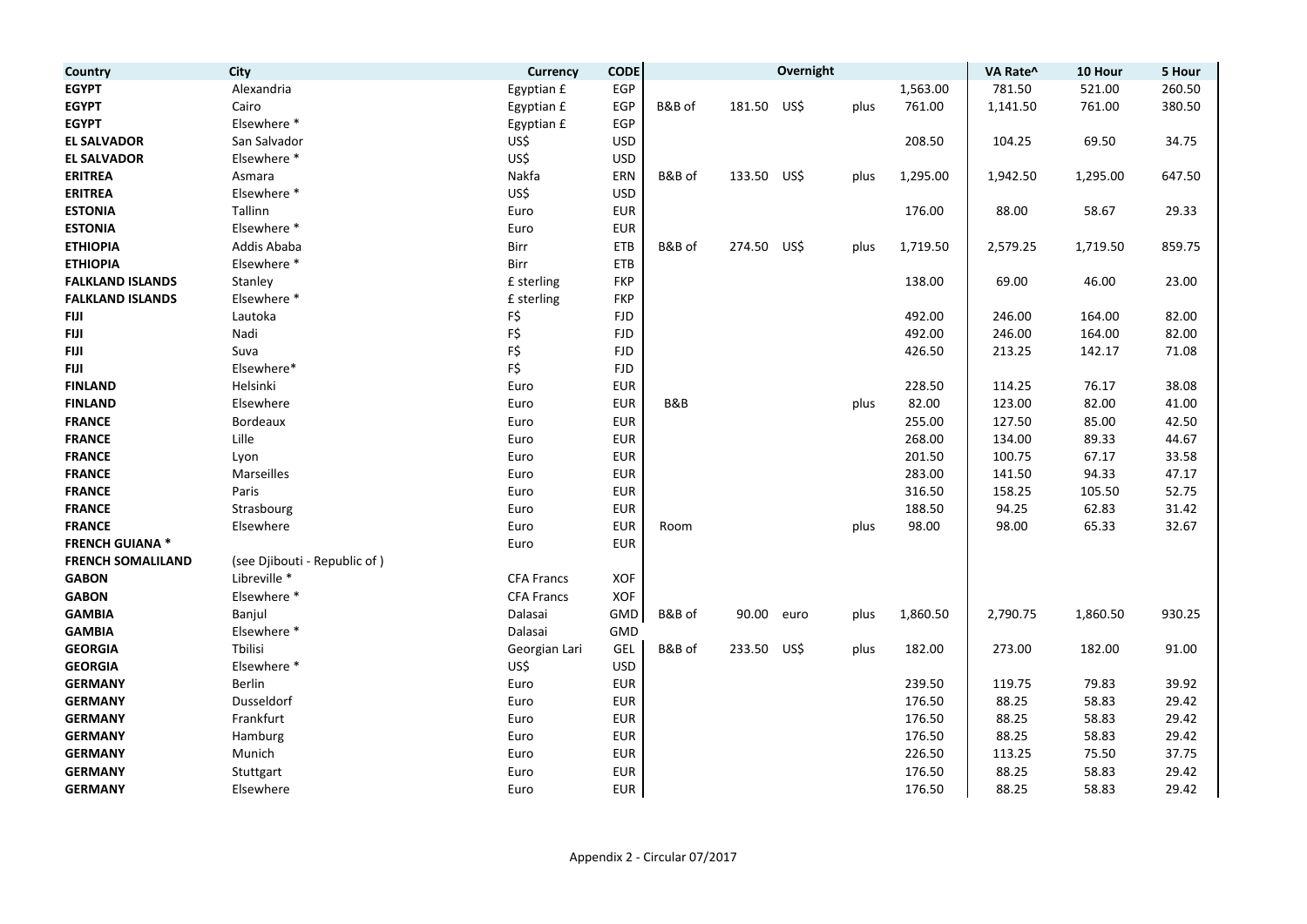| Country | City | Currency | CODE | Overnight | | | | | VA Rate^ | 10 Hour | 5 Hour |
|---|---|---|---|---|---|---|---|---|---|---|---|
| **EGYPT** | Alexandria | Egyptian £ | EGP | | | | | 1,563.00 | 781.50 | 521.00 | 260.50 |
| **EGYPT** | Cairo | Egyptian £ | EGP | B&B of | 181.50 | US$ | plus | 761.00 | 1,141.50 | 761.00 | 380.50 |
| **EGYPT** | Elsewhere * | Egyptian £ | EGP | | | | | | | | |
| **EL SALVADOR** | San Salvador | US$ | USD | | | | | 208.50 | 104.25 | 69.50 | 34.75 |
| **EL SALVADOR** | Elsewhere * | US$ | USD | | | | | | | | |
| **ERITREA** | Asmara | Nakfa | ERN | B&B of | 133.50 | US$ | plus | 1,295.00 | 1,942.50 | 1,295.00 | 647.50 |
| **ERITREA** | Elsewhere * | US$ | USD | | | | | | | | |
| **ESTONIA** | Tallinn | Euro | EUR | | | | | 176.00 | 88.00 | 58.67 | 29.33 |
| **ESTONIA** | Elsewhere * | Euro | EUR | | | | | | | | |
| **ETHIOPIA** | Addis Ababa | Birr | ETB | B&B of | 274.50 | US$ | plus | 1,719.50 | 2,579.25 | 1,719.50 | 859.75 |
| **ETHIOPIA** | Elsewhere * | Birr | ETB | | | | | | | | |
| **FALKLAND ISLANDS** | Stanley | £ sterling | FKP | | | | | 138.00 | 69.00 | 46.00 | 23.00 |
| **FALKLAND ISLANDS** | Elsewhere * | £ sterling | FKP | | | | | | | | |
| **FIJI** | Lautoka | F$ | FJD | | | | | 492.00 | 246.00 | 164.00 | 82.00 |
| **FIJI** | Nadi | F$ | FJD | | | | | 492.00 | 246.00 | 164.00 | 82.00 |
| **FIJI** | Suva | F$ | FJD | | | | | 426.50 | 213.25 | 142.17 | 71.08 |
| **FIJI** | Elsewhere* | F$ | FJD | | | | | | | | |
| **FINLAND** | Helsinki | Euro | EUR | | | | | 228.50 | 114.25 | 76.17 | 38.08 |
| **FINLAND** | Elsewhere | Euro | EUR | B&B | | | plus | 82.00 | 123.00 | 82.00 | 41.00 |
| **FRANCE** | Bordeaux | Euro | EUR | | | | | 255.00 | 127.50 | 85.00 | 42.50 |
| **FRANCE** | Lille | Euro | EUR | | | | | 268.00 | 134.00 | 89.33 | 44.67 |
| **FRANCE** | Lyon | Euro | EUR | | | | | 201.50 | 100.75 | 67.17 | 33.58 |
| **FRANCE** | Marseilles | Euro | EUR | | | | | 283.00 | 141.50 | 94.33 | 47.17 |
| **FRANCE** | Paris | Euro | EUR | | | | | 316.50 | 158.25 | 105.50 | 52.75 |
| **FRANCE** | Strasbourg | Euro | EUR | | | | | 188.50 | 94.25 | 62.83 | 31.42 |
| **FRANCE** | Elsewhere | Euro | EUR | Room | | | plus | 98.00 | 98.00 | 65.33 | 32.67 |
| **FRENCH GUIANA *** | | Euro | EUR | | | | | | | | |
| **FRENCH SOMALILAND** | (see Djibouti - Republic of ) | | | | | | | | | | |
| **GABON** | Libreville * | CFA Francs | XOF | | | | | | | | |
| **GABON** | Elsewhere * | CFA Francs | XOF | | | | | | | | |
| **GAMBIA** | Banjul | Dalasai | GMD | B&B of | 90.00 | euro | plus | 1,860.50 | 2,790.75 | 1,860.50 | 930.25 |
| **GAMBIA** | Elsewhere * | Dalasai | GMD | | | | | | | | |
| **GEORGIA** | Tbilisi | Georgian Lari | GEL | B&B of | 233.50 | US$ | plus | 182.00 | 273.00 | 182.00 | 91.00 |
| **GEORGIA** | Elsewhere * | US$ | USD | | | | | | | | |
| **GERMANY** | Berlin | Euro | EUR | | | | | 239.50 | 119.75 | 79.83 | 39.92 |
| **GERMANY** | Dusseldorf | Euro | EUR | | | | | 176.50 | 88.25 | 58.83 | 29.42 |
| **GERMANY** | Frankfurt | Euro | EUR | | | | | 176.50 | 88.25 | 58.83 | 29.42 |
| **GERMANY** | Hamburg | Euro | EUR | | | | | 176.50 | 88.25 | 58.83 | 29.42 |
| **GERMANY** | Munich | Euro | EUR | | | | | 226.50 | 113.25 | 75.50 | 37.75 |
| **GERMANY** | Stuttgart | Euro | EUR | | | | | 176.50 | 88.25 | 58.83 | 29.42 |
| **GERMANY** | Elsewhere | Euro | EUR | | | | | 176.50 | 88.25 | 58.83 | 29.42 |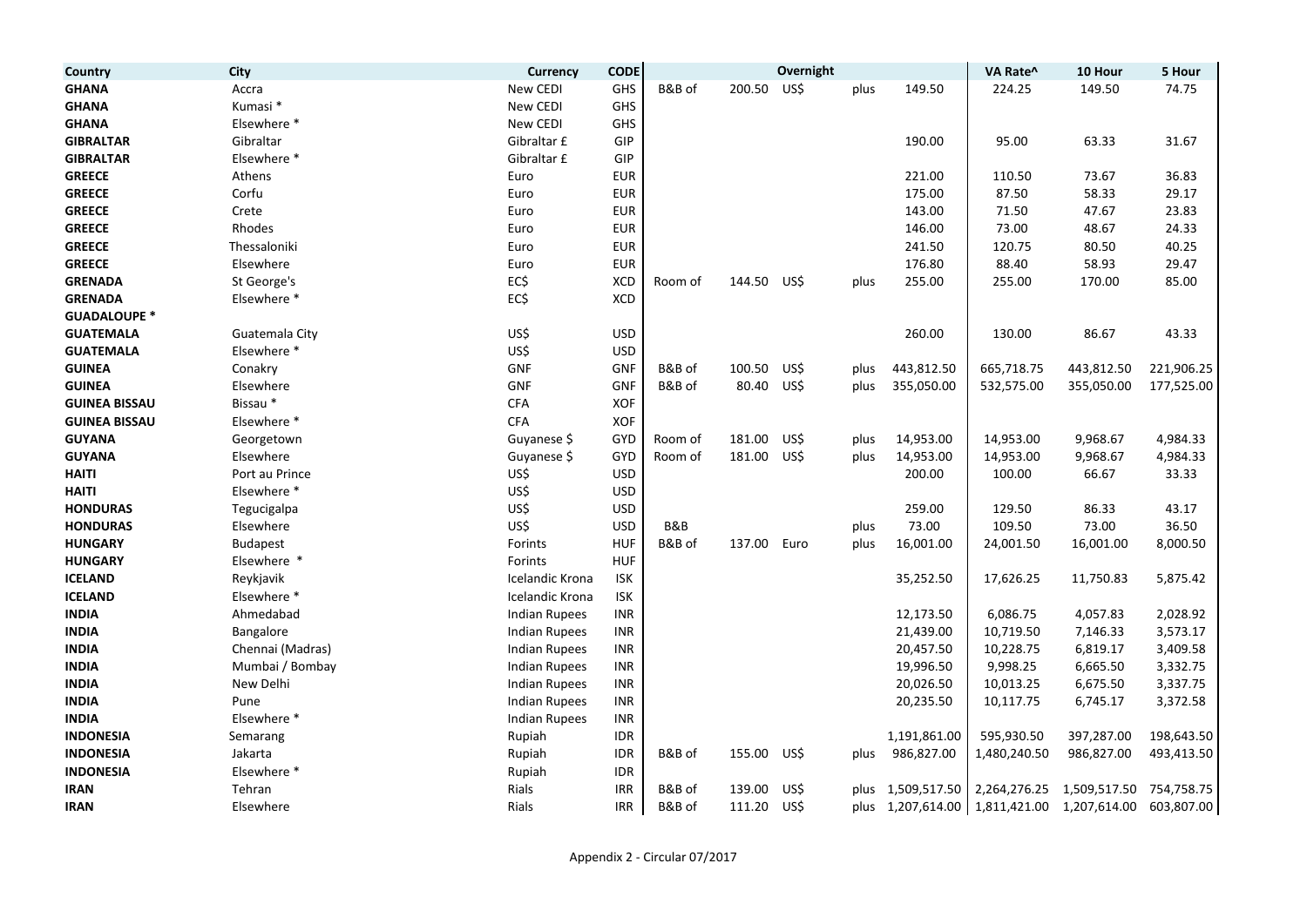| Country | City | Currency | CODE | | | Overnight | | | VA Rate^ | 10 Hour | 5 Hour |
|---|---|---|---|---|---|---|---|---|---|---|---|
| **GHANA** | Accra | New CEDI | GHS | B&B of | 200.50 | US$ | plus | 149.50 | 224.25 | 149.50 | 74.75 |
| **GHANA** | Kumasi * | New CEDI | GHS | | | | | | | | |
| **GHANA** | Elsewhere * | New CEDI | GHS | | | | | | | | |
| **GIBRALTAR** | Gibraltar | Gibraltar £ | GIP | | | | | 190.00 | 95.00 | 63.33 | 31.67 |
| **GIBRALTAR** | Elsewhere * | Gibraltar £ | GIP | | | | | | | | |
| **GREECE** | Athens | Euro | EUR | | | | | 221.00 | 110.50 | 73.67 | 36.83 |
| **GREECE** | Corfu | Euro | EUR | | | | | 175.00 | 87.50 | 58.33 | 29.17 |
| **GREECE** | Crete | Euro | EUR | | | | | 143.00 | 71.50 | 47.67 | 23.83 |
| **GREECE** | Rhodes | Euro | EUR | | | | | 146.00 | 73.00 | 48.67 | 24.33 |
| **GREECE** | Thessaloniki | Euro | EUR | | | | | 241.50 | 120.75 | 80.50 | 40.25 |
| **GREECE** | Elsewhere | Euro | EUR | | | | | 176.80 | 88.40 | 58.93 | 29.47 |
| **GRENADA** | St George's | EC$ | XCD | Room of | 144.50 | US$ | plus | 255.00 | 255.00 | 170.00 | 85.00 |
| **GRENADA** | Elsewhere * | EC$ | XCD | | | | | | | | |
| **GUADALOUPE *** | | | | | | | | | | | |
| **GUATEMALA** | Guatemala City | US$ | USD | | | | | 260.00 | 130.00 | 86.67 | 43.33 |
| **GUATEMALA** | Elsewhere * | US$ | USD | | | | | | | | |
| **GUINEA** | Conakry | GNF | GNF | B&B of | 100.50 | US$ | plus | 443,812.50 | 665,718.75 | 443,812.50 | 221,906.25 |
| **GUINEA** | Elsewhere | GNF | GNF | B&B of | 80.40 | US$ | plus | 355,050.00 | 532,575.00 | 355,050.00 | 177,525.00 |
| **GUINEA BISSAU** | Bissau * | CFA | XOF | | | | | | | | |
| **GUINEA BISSAU** | Elsewhere * | CFA | XOF | | | | | | | | |
| **GUYANA** | Georgetown | Guyanese $ | GYD | Room of | 181.00 | US$ | plus | 14,953.00 | 14,953.00 | 9,968.67 | 4,984.33 |
| **GUYANA** | Elsewhere | Guyanese $ | GYD | Room of | 181.00 | US$ | plus | 14,953.00 | 14,953.00 | 9,968.67 | 4,984.33 |
| **HAITI** | Port au Prince | US$ | USD | | | | | 200.00 | 100.00 | 66.67 | 33.33 |
| **HAITI** | Elsewhere * | US$ | USD | | | | | | | | |
| **HONDURAS** | Tegucigalpa | US$ | USD | | | | | 259.00 | 129.50 | 86.33 | 43.17 |
| **HONDURAS** | Elsewhere | US$ | USD | B&B | | | plus | 73.00 | 109.50 | 73.00 | 36.50 |
| **HUNGARY** | Budapest | Forints | HUF | B&B of | 137.00 | Euro | plus | 16,001.00 | 24,001.50 | 16,001.00 | 8,000.50 |
| **HUNGARY** | Elsewhere * | Forints | HUF | | | | | | | | |
| **ICELAND** | Reykjavik | Icelandic Krona | ISK | | | | | 35,252.50 | 17,626.25 | 11,750.83 | 5,875.42 |
| **ICELAND** | Elsewhere * | Icelandic Krona | ISK | | | | | | | | |
| **INDIA** | Ahmedabad | Indian Rupees | INR | | | | | 12,173.50 | 6,086.75 | 4,057.83 | 2,028.92 |
| **INDIA** | Bangalore | Indian Rupees | INR | | | | | 21,439.00 | 10,719.50 | 7,146.33 | 3,573.17 |
| **INDIA** | Chennai (Madras) | Indian Rupees | INR | | | | | 20,457.50 | 10,228.75 | 6,819.17 | 3,409.58 |
| **INDIA** | Mumbai / Bombay | Indian Rupees | INR | | | | | 19,996.50 | 9,998.25 | 6,665.50 | 3,332.75 |
| **INDIA** | New Delhi | Indian Rupees | INR | | | | | 20,026.50 | 10,013.25 | 6,675.50 | 3,337.75 |
| **INDIA** | Pune | Indian Rupees | INR | | | | | 20,235.50 | 10,117.75 | 6,745.17 | 3,372.58 |
| **INDIA** | Elsewhere * | Indian Rupees | INR | | | | | | | | |
| **INDONESIA** | Semarang | Rupiah | IDR | | | | | 1,191,861.00 | 595,930.50 | 397,287.00 | 198,643.50 |
| **INDONESIA** | Jakarta | Rupiah | IDR | B&B of | 155.00 | US$ | plus | 986,827.00 | 1,480,240.50 | 986,827.00 | 493,413.50 |
| **INDONESIA** | Elsewhere * | Rupiah | IDR | | | | | | | | |
| **IRAN** | Tehran | Rials | IRR | B&B of | 139.00 | US$ | plus | 1,509,517.50 | 2,264,276.25 | 1,509,517.50 | 754,758.75 |
| **IRAN** | Elsewhere | Rials | IRR | B&B of | 111.20 | US$ | plus | 1,207,614.00 | 1,811,421.00 | 1,207,614.00 | 603,807.00 |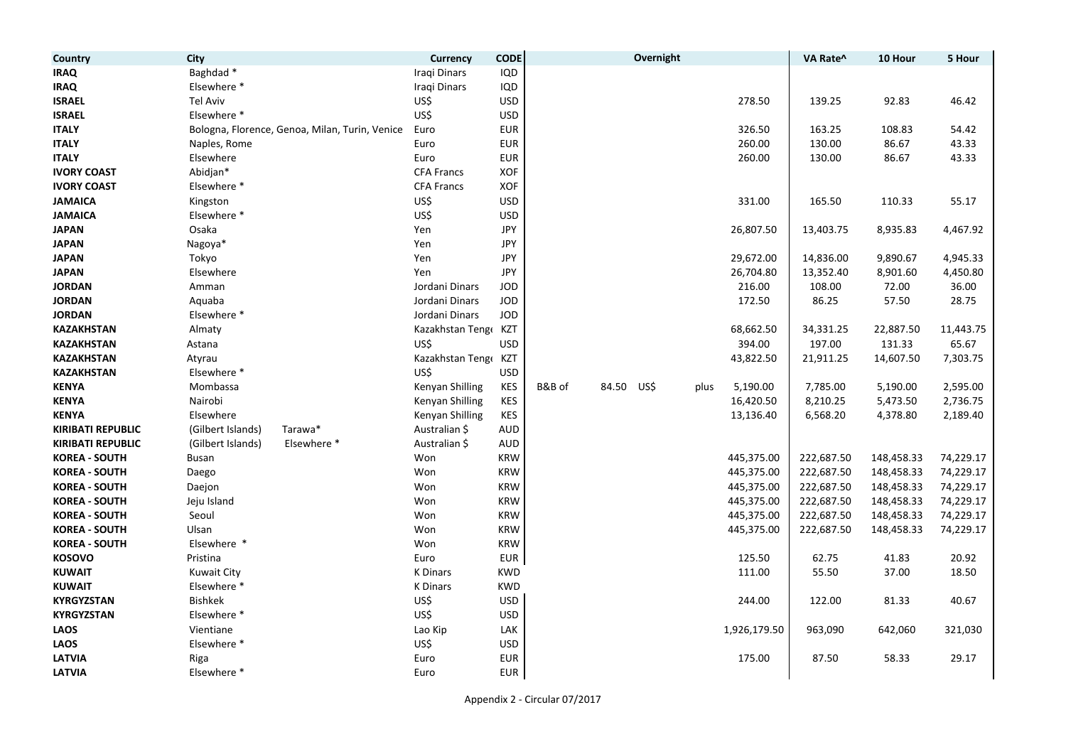| Country | City | Currency | CODE | Overnight | VA Rate^ | 10 Hour | 5 Hour |
|---|---|---|---|---|---|---|---|
| **IRAQ** | Baghdad * | Iraqi Dinars | IQD | | | | |
| **IRAQ** | Elsewhere * | Iraqi Dinars | IQD | | | | |
| **ISRAEL** | Tel Aviv | US$ | USD | 278.50 | 139.25 | 92.83 | 46.42 |
| **ISRAEL** | Elsewhere * | US$ | USD | | | | |
| **ITALY** | Bologna, Florence, Genoa, Milan, Turin, Venice | Euro | EUR | 326.50 | 163.25 | 108.83 | 54.42 |
| **ITALY** | Naples, Rome | Euro | EUR | 260.00 | 130.00 | 86.67 | 43.33 |
| **ITALY** | Elsewhere | Euro | EUR | 260.00 | 130.00 | 86.67 | 43.33 |
| **IVORY COAST** | Abidjan* | CFA Francs | XOF | | | | |
| **IVORY COAST** | Elsewhere * | CFA Francs | XOF | | | | |
| **JAMAICA** | Kingston | US$ | USD | 331.00 | 165.50 | 110.33 | 55.17 |
| **JAMAICA** | Elsewhere * | US$ | USD | | | | |
| **JAPAN** | Osaka | Yen | JPY | 26,807.50 | 13,403.75 | 8,935.83 | 4,467.92 |
| **JAPAN** | Nagoya* | Yen | JPY | | | | |
| **JAPAN** | Tokyo | Yen | JPY | 29,672.00 | 14,836.00 | 9,890.67 | 4,945.33 |
| **JAPAN** | Elsewhere | Yen | JPY | 26,704.80 | 13,352.40 | 8,901.60 | 4,450.80 |
| **JORDAN** | Amman | Jordani Dinars | JOD | 216.00 | 108.00 | 72.00 | 36.00 |
| **JORDAN** | Aquaba | Jordani Dinars | JOD | 172.50 | 86.25 | 57.50 | 28.75 |
| **JORDAN** | Elsewhere * | Jordani Dinars | JOD | | | | |
| **KAZAKHSTAN** | Almaty | Kazakhstan Tenge | KZT | 68,662.50 | 34,331.25 | 22,887.50 | 11,443.75 |
| **KAZAKHSTAN** | Astana | US$ | USD | 394.00 | 197.00 | 131.33 | 65.67 |
| **KAZAKHSTAN** | Atyrau | Kazakhstan Tenge | KZT | 43,822.50 | 21,911.25 | 14,607.50 | 7,303.75 |
| **KAZAKHSTAN** | Elsewhere * | US$ | USD | | | | |
| **KENYA** | Mombassa | Kenyan Shilling | KES | B&B of 84.50 US$ plus 5,190.00 | 7,785.00 | 5,190.00 | 2,595.00 |
| **KENYA** | Nairobi | Kenyan Shilling | KES | 16,420.50 | 8,210.25 | 5,473.50 | 2,736.75 |
| **KENYA** | Elsewhere | Kenyan Shilling | KES | 13,136.40 | 6,568.20 | 4,378.80 | 2,189.40 |
| **KIRIBATI REPUBLIC** | (Gilbert Islands) Tarawa* | Australian $ | AUD | | | | |
| **KIRIBATI REPUBLIC** | (Gilbert Islands) Elsewhere * | Australian $ | AUD | | | | |
| **KOREA - SOUTH** | Busan | Won | KRW | 445,375.00 | 222,687.50 | 148,458.33 | 74,229.17 |
| **KOREA - SOUTH** | Daego | Won | KRW | 445,375.00 | 222,687.50 | 148,458.33 | 74,229.17 |
| **KOREA - SOUTH** | Daejon | Won | KRW | 445,375.00 | 222,687.50 | 148,458.33 | 74,229.17 |
| **KOREA - SOUTH** | Jeju Island | Won | KRW | 445,375.00 | 222,687.50 | 148,458.33 | 74,229.17 |
| **KOREA - SOUTH** | Seoul | Won | KRW | 445,375.00 | 222,687.50 | 148,458.33 | 74,229.17 |
| **KOREA - SOUTH** | Ulsan | Won | KRW | 445,375.00 | 222,687.50 | 148,458.33 | 74,229.17 |
| **KOREA - SOUTH** | Elsewhere * | Won | KRW | | | | |
| **KOSOVO** | Pristina | Euro | EUR | 125.50 | 62.75 | 41.83 | 20.92 |
| **KUWAIT** | Kuwait City | K Dinars | KWD | 111.00 | 55.50 | 37.00 | 18.50 |
| **KUWAIT** | Elsewhere * | K Dinars | KWD | | | | |
| **KYRGYZSTAN** | Bishkek | US$ | USD | 244.00 | 122.00 | 81.33 | 40.67 |
| **KYRGYZSTAN** | Elsewhere * | US$ | USD | | | | |
| **LAOS** | Vientiane | Lao Kip | LAK | 1,926,179.50 | 963,090 | 642,060 | 321,030 |
| **LAOS** | Elsewhere * | US$ | USD | | | | |
| **LATVIA** | Riga | Euro | EUR | 175.00 | 87.50 | 58.33 | 29.17 |
| **LATVIA** | Elsewhere * | Euro | EUR | | | | |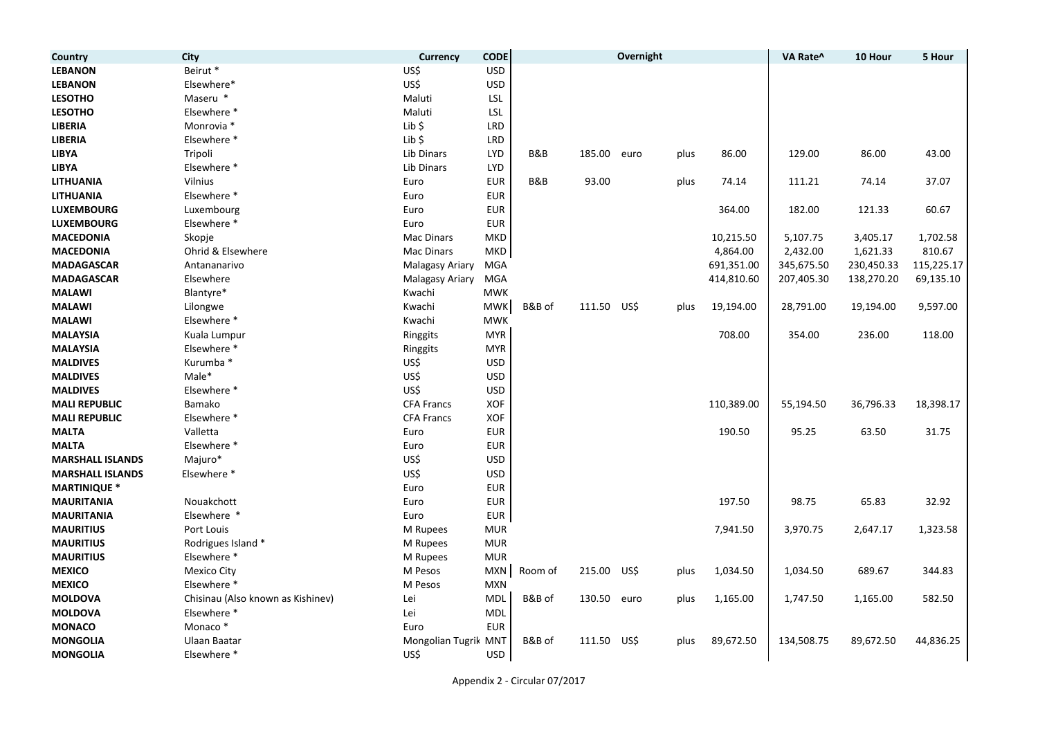| Country | City | Currency | CODE | | | Overnight | | | VA Rate^ | 10 Hour | 5 Hour |
|---|---|---|---|---|---|---|---|---|---|---|---|
| LEBANON | Beirut * | US$ | USD | | | | | | | | |
| LEBANON | Elsewhere* | US$ | USD | | | | | | | | |
| LESOTHO | Maseru * | Maluti | LSL | | | | | | | | |
| LESOTHO | Elsewhere * | Maluti | LSL | | | | | | | | |
| LIBERIA | Monrovia * | Lib $ | LRD | | | | | | | | |
| LIBERIA | Elsewhere * | Lib $ | LRD | | | | | | | | |
| LIBYA | Tripoli | Lib Dinars | LYD | B&B | 185.00 | euro | plus | 86.00 | 129.00 | 86.00 | 43.00 |
| LIBYA | Elsewhere * | Lib Dinars | LYD | | | | | | | | |
| LITHUANIA | Vilnius | Euro | EUR | B&B | 93.00 | | plus | 74.14 | 111.21 | 74.14 | 37.07 |
| LITHUANIA | Elsewhere * | Euro | EUR | | | | | | | | |
| LUXEMBOURG | Luxembourg | Euro | EUR | | | | | 364.00 | 182.00 | 121.33 | 60.67 |
| LUXEMBOURG | Elsewhere * | Euro | EUR | | | | | | | | |
| MACEDONIA | Skopje | Mac Dinars | MKD | | | | | 10,215.50 | 5,107.75 | 3,405.17 | 1,702.58 |
| MACEDONIA | Ohrid & Elsewhere | Mac Dinars | MKD | | | | | 4,864.00 | 2,432.00 | 1,621.33 | 810.67 |
| MADAGASCAR | Antananarivo | Malagasy Ariary | MGA | | | | | 691,351.00 | 345,675.50 | 230,450.33 | 115,225.17 |
| MADAGASCAR | Elsewhere | Malagasy Ariary | MGA | | | | | 414,810.60 | 207,405.30 | 138,270.20 | 69,135.10 |
| MALAWI | Blantyre* | Kwachi | MWK | | | | | | | | |
| MALAWI | Lilongwe | Kwachi | MWK | B&B of | 111.50 | US$ | plus | 19,194.00 | 28,791.00 | 19,194.00 | 9,597.00 |
| MALAWI | Elsewhere * | Kwachi | MWK | | | | | | | | |
| MALAYSIA | Kuala Lumpur | Ringgits | MYR | | | | | 708.00 | 354.00 | 236.00 | 118.00 |
| MALAYSIA | Elsewhere * | Ringgits | MYR | | | | | | | | |
| MALDIVES | Kurumba * | US$ | USD | | | | | | | | |
| MALDIVES | Male* | US$ | USD | | | | | | | | |
| MALDIVES | Elsewhere * | US$ | USD | | | | | | | | |
| MALI REPUBLIC | Bamako | CFA Francs | XOF | | | | | 110,389.00 | 55,194.50 | 36,796.33 | 18,398.17 |
| MALI REPUBLIC | Elsewhere * | CFA Francs | XOF | | | | | | | | |
| MALTA | Valletta | Euro | EUR | | | | | 190.50 | 95.25 | 63.50 | 31.75 |
| MALTA | Elsewhere * | Euro | EUR | | | | | | | | |
| MARSHALL ISLANDS | Majuro* | US$ | USD | | | | | | | | |
| MARSHALL ISLANDS | Elsewhere * | US$ | USD | | | | | | | | |
| MARTINIQUE * | | Euro | EUR | | | | | | | | |
| MAURITANIA | Nouakchott | Euro | EUR | | | | | 197.50 | 98.75 | 65.83 | 32.92 |
| MAURITANIA | Elsewhere * | Euro | EUR | | | | | | | | |
| MAURITIUS | Port Louis | M Rupees | MUR | | | | | 7,941.50 | 3,970.75 | 2,647.17 | 1,323.58 |
| MAURITIUS | Rodrigues Island * | M Rupees | MUR | | | | | | | | |
| MAURITIUS | Elsewhere * | M Rupees | MUR | | | | | | | | |
| MEXICO | Mexico City | M Pesos | MXN | Room of | 215.00 | US$ | plus | 1,034.50 | 1,034.50 | 689.67 | 344.83 |
| MEXICO | Elsewhere * | M Pesos | MXN | | | | | | | | |
| MOLDOVA | Chisinau (Also known as Kishinev) | Lei | MDL | B&B of | 130.50 | euro | plus | 1,165.00 | 1,747.50 | 1,165.00 | 582.50 |
| MOLDOVA | Elsewhere * | Lei | MDL | | | | | | | | |
| MONACO | Monaco * | Euro | EUR | | | | | | | | |
| MONGOLIA | Ulaan Baatar | Mongolian Tugrik | MNT | B&B of | 111.50 | US$ | plus | 89,672.50 | 134,508.75 | 89,672.50 | 44,836.25 |
| MONGOLIA | Elsewhere * | US$ | USD | | | | | | | | |

Appendix 2 - Circular 07/2017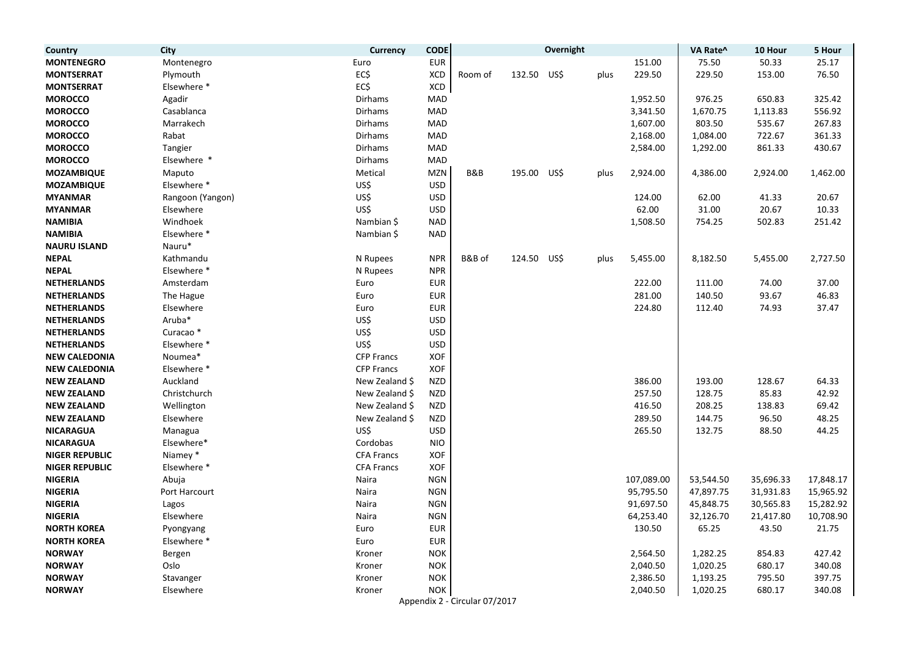| Country | City | Currency | CODE | | | Overnight | | | VA Rate^ | 10 Hour | 5 Hour |
|---|---|---|---|---|---|---|---|---|---|---|---|
| **MONTENEGRO** | Montenegro | Euro | EUR | | | | | 151.00 | 75.50 | 50.33 | 25.17 |
| **MONTSERRAT** | Plymouth | EC$ | XCD | Room of | 132.50 | US$ | plus | 229.50 | 229.50 | 153.00 | 76.50 |
| **MONTSERRAT** | Elsewhere * | EC$ | XCD | | | | | | | | |
| **MOROCCO** | Agadir | Dirhams | MAD | | | | | 1,952.50 | 976.25 | 650.83 | 325.42 |
| **MOROCCO** | Casablanca | Dirhams | MAD | | | | | 3,341.50 | 1,670.75 | 1,113.83 | 556.92 |
| **MOROCCO** | Marrakech | Dirhams | MAD | | | | | 1,607.00 | 803.50 | 535.67 | 267.83 |
| **MOROCCO** | Rabat | Dirhams | MAD | | | | | 2,168.00 | 1,084.00 | 722.67 | 361.33 |
| **MOROCCO** | Tangier | Dirhams | MAD | | | | | 2,584.00 | 1,292.00 | 861.33 | 430.67 |
| **MOROCCO** | Elsewhere * | Dirhams | MAD | | | | | | | | |
| **MOZAMBIQUE** | Maputo | Metical | MZN | B&B | 195.00 | US$ | plus | 2,924.00 | 4,386.00 | 2,924.00 | 1,462.00 |
| **MOZAMBIQUE** | Elsewhere * | US$ | USD | | | | | | | | |
| **MYANMAR** | Rangoon (Yangon) | US$ | USD | | | | | 124.00 | 62.00 | 41.33 | 20.67 |
| **MYANMAR** | Elsewhere | US$ | USD | | | | | 62.00 | 31.00 | 20.67 | 10.33 |
| **NAMIBIA** | Windhoek | Nambian $ | NAD | | | | | 1,508.50 | 754.25 | 502.83 | 251.42 |
| **NAMIBIA** | Elsewhere * | Nambian $ | NAD | | | | | | | | |
| **NAURU ISLAND** | Nauru* | | | | | | | | | | |
| **NEPAL** | Kathmandu | N Rupees | NPR | B&B of | 124.50 | US$ | plus | 5,455.00 | 8,182.50 | 5,455.00 | 2,727.50 |
| **NEPAL** | Elsewhere * | N Rupees | NPR | | | | | | | | |
| **NETHERLANDS** | Amsterdam | Euro | EUR | | | | | 222.00 | 111.00 | 74.00 | 37.00 |
| **NETHERLANDS** | The Hague | Euro | EUR | | | | | 281.00 | 140.50 | 93.67 | 46.83 |
| **NETHERLANDS** | Elsewhere | Euro | EUR | | | | | 224.80 | 112.40 | 74.93 | 37.47 |
| **NETHERLANDS** | Aruba* | US$ | USD | | | | | | | | |
| **NETHERLANDS** | Curacao * | US$ | USD | | | | | | | | |
| **NETHERLANDS** | Elsewhere * | US$ | USD | | | | | | | | |
| **NEW CALEDONIA** | Noumea* | CFP Francs | XOF | | | | | | | | |
| **NEW CALEDONIA** | Elsewhere * | CFP Francs | XOF | | | | | | | | |
| **NEW ZEALAND** | Auckland | New Zealand $ | NZD | | | | | 386.00 | 193.00 | 128.67 | 64.33 |
| **NEW ZEALAND** | Christchurch | New Zealand $ | NZD | | | | | 257.50 | 128.75 | 85.83 | 42.92 |
| **NEW ZEALAND** | Wellington | New Zealand $ | NZD | | | | | 416.50 | 208.25 | 138.83 | 69.42 |
| **NEW ZEALAND** | Elsewhere | New Zealand $ | NZD | | | | | 289.50 | 144.75 | 96.50 | 48.25 |
| **NICARAGUA** | Managua | US$ | USD | | | | | 265.50 | 132.75 | 88.50 | 44.25 |
| **NICARAGUA** | Elsewhere* | Cordobas | NIO | | | | | | | | |
| **NIGER REPUBLIC** | Niamey * | CFA Francs | XOF | | | | | | | | |
| **NIGER REPUBLIC** | Elsewhere * | CFA Francs | XOF | | | | | | | | |
| **NIGERIA** | Abuja | Naira | NGN | | | | | 107,089.00 | 53,544.50 | 35,696.33 | 17,848.17 |
| **NIGERIA** | Port Harcourt | Naira | NGN | | | | | 95,795.50 | 47,897.75 | 31,931.83 | 15,965.92 |
| **NIGERIA** | Lagos | Naira | NGN | | | | | 91,697.50 | 45,848.75 | 30,565.83 | 15,282.92 |
| **NIGERIA** | Elsewhere | Naira | NGN | | | | | 64,253.40 | 32,126.70 | 21,417.80 | 10,708.90 |
| **NORTH KOREA** | Pyongyang | Euro | EUR | | | | | 130.50 | 65.25 | 43.50 | 21.75 |
| **NORTH KOREA** | Elsewhere * | Euro | EUR | | | | | | | | |
| **NORWAY** | Bergen | Kroner | NOK | | | | | 2,564.50 | 1,282.25 | 854.83 | 427.42 |
| **NORWAY** | Oslo | Kroner | NOK | | | | | 2,040.50 | 1,020.25 | 680.17 | 340.08 |
| **NORWAY** | Stavanger | Kroner | NOK | | | | | 2,386.50 | 1,193.25 | 795.50 | 397.75 |
| **NORWAY** | Elsewhere | Kroner | NOK | | | | | 2,040.50 | 1,020.25 | 680.17 | 340.08 |

Appendix 2 - Circular 07/2017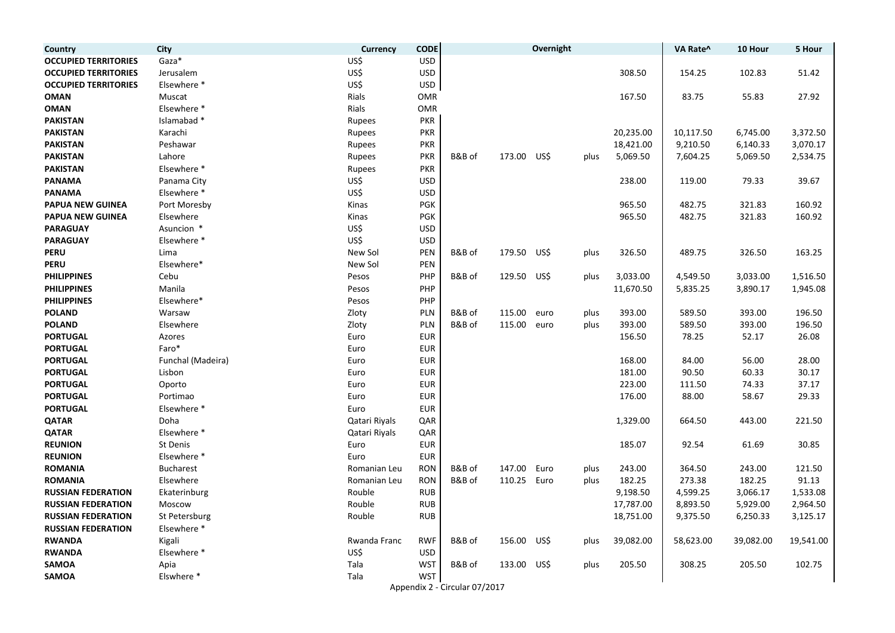| Country | City | Currency | CODE | | | Overnight | | | VA Rate^ | 10 Hour | 5 Hour |
|---|---|---|---|---|---|---|---|---|---|---|---|
| **OCCUPIED TERRITORIES** | Gaza* | US$ | USD | | | | | | | | |
| **OCCUPIED TERRITORIES** | Jerusalem | US$ | USD | | | | | 308.50 | 154.25 | 102.83 | 51.42 |
| **OCCUPIED TERRITORIES** | Elsewhere * | US$ | USD | | | | | | | | |
| **OMAN** | Muscat | Rials | OMR | | | | | 167.50 | 83.75 | 55.83 | 27.92 |
| **OMAN** | Elsewhere * | Rials | OMR | | | | | | | | |
| **PAKISTAN** | Islamabad * | Rupees | PKR | | | | | | | | |
| **PAKISTAN** | Karachi | Rupees | PKR | | | | | 20,235.00 | 10,117.50 | 6,745.00 | 3,372.50 |
| **PAKISTAN** | Peshawar | Rupees | PKR | | | | | 18,421.00 | 9,210.50 | 6,140.33 | 3,070.17 |
| **PAKISTAN** | Lahore | Rupees | PKR | B&B of | 173.00 | US$ | plus | 5,069.50 | 7,604.25 | 5,069.50 | 2,534.75 |
| **PAKISTAN** | Elsewhere * | Rupees | PKR | | | | | | | | |
| **PANAMA** | Panama City | US$ | USD | | | | | 238.00 | 119.00 | 79.33 | 39.67 |
| **PANAMA** | Elsewhere * | US$ | USD | | | | | | | | |
| **PAPUA NEW GUINEA** | Port Moresby | Kinas | PGK | | | | | 965.50 | 482.75 | 321.83 | 160.92 |
| **PAPUA NEW GUINEA** | Elsewhere | Kinas | PGK | | | | | 965.50 | 482.75 | 321.83 | 160.92 |
| **PARAGUAY** | Asuncion * | US$ | USD | | | | | | | | |
| **PARAGUAY** | Elsewhere * | US$ | USD | | | | | | | | |
| **PERU** | Lima | New Sol | PEN | B&B of | 179.50 | US$ | plus | 326.50 | 489.75 | 326.50 | 163.25 |
| **PERU** | Elsewhere* | New Sol | PEN | | | | | | | | |
| **PHILIPPINES** | Cebu | Pesos | PHP | B&B of | 129.50 | US$ | plus | 3,033.00 | 4,549.50 | 3,033.00 | 1,516.50 |
| **PHILIPPINES** | Manila | Pesos | PHP | | | | | 11,670.50 | 5,835.25 | 3,890.17 | 1,945.08 |
| **PHILIPPINES** | Elsewhere* | Pesos | PHP | | | | | | | | |
| **POLAND** | Warsaw | Zloty | PLN | B&B of | 115.00 | euro | plus | 393.00 | 589.50 | 393.00 | 196.50 |
| **POLAND** | Elsewhere | Zloty | PLN | B&B of | 115.00 | euro | plus | 393.00 | 589.50 | 393.00 | 196.50 |
| **PORTUGAL** | Azores | Euro | EUR | | | | | 156.50 | 78.25 | 52.17 | 26.08 |
| **PORTUGAL** | Faro* | Euro | EUR | | | | | | | | |
| **PORTUGAL** | Funchal (Madeira) | Euro | EUR | | | | | 168.00 | 84.00 | 56.00 | 28.00 |
| **PORTUGAL** | Lisbon | Euro | EUR | | | | | 181.00 | 90.50 | 60.33 | 30.17 |
| **PORTUGAL** | Oporto | Euro | EUR | | | | | 223.00 | 111.50 | 74.33 | 37.17 |
| **PORTUGAL** | Portimao | Euro | EUR | | | | | 176.00 | 88.00 | 58.67 | 29.33 |
| **PORTUGAL** | Elsewhere * | Euro | EUR | | | | | | | | |
| **QATAR** | Doha | Qatari Riyals | QAR | | | | | 1,329.00 | 664.50 | 443.00 | 221.50 |
| **QATAR** | Elsewhere * | Qatari Riyals | QAR | | | | | | | | |
| **REUNION** | St Denis | Euro | EUR | | | | | 185.07 | 92.54 | 61.69 | 30.85 |
| **REUNION** | Elsewhere * | Euro | EUR | | | | | | | | |
| **ROMANIA** | Bucharest | Romanian Leu | RON | B&B of | 147.00 | Euro | plus | 243.00 | 364.50 | 243.00 | 121.50 |
| **ROMANIA** | Elsewhere | Romanian Leu | RON | B&B of | 110.25 | Euro | plus | 182.25 | 273.38 | 182.25 | 91.13 |
| **RUSSIAN FEDERATION** | Ekaterinburg | Rouble | RUB | | | | | 9,198.50 | 4,599.25 | 3,066.17 | 1,533.08 |
| **RUSSIAN FEDERATION** | Moscow | Rouble | RUB | | | | | 17,787.00 | 8,893.50 | 5,929.00 | 2,964.50 |
| **RUSSIAN FEDERATION** | St Petersburg | Rouble | RUB | | | | | 18,751.00 | 9,375.50 | 6,250.33 | 3,125.17 |
| **RUSSIAN FEDERATION** | Elsewhere * | | | | | | | | | | |
| **RWANDA** | Kigali | Rwanda Franc | RWF | B&B of | 156.00 | US$ | plus | 39,082.00 | 58,623.00 | 39,082.00 | 19,541.00 |
| **RWANDA** | Elsewhere * | US$ | USD | | | | | | | | |
| **SAMOA** | Apia | Tala | WST | B&B of | 133.00 | US$ | plus | 205.50 | 308.25 | 205.50 | 102.75 |
| **SAMOA** | Elswhere * | Tala | WST | | | | | | | | |

Appendix 2 - Circular 07/2017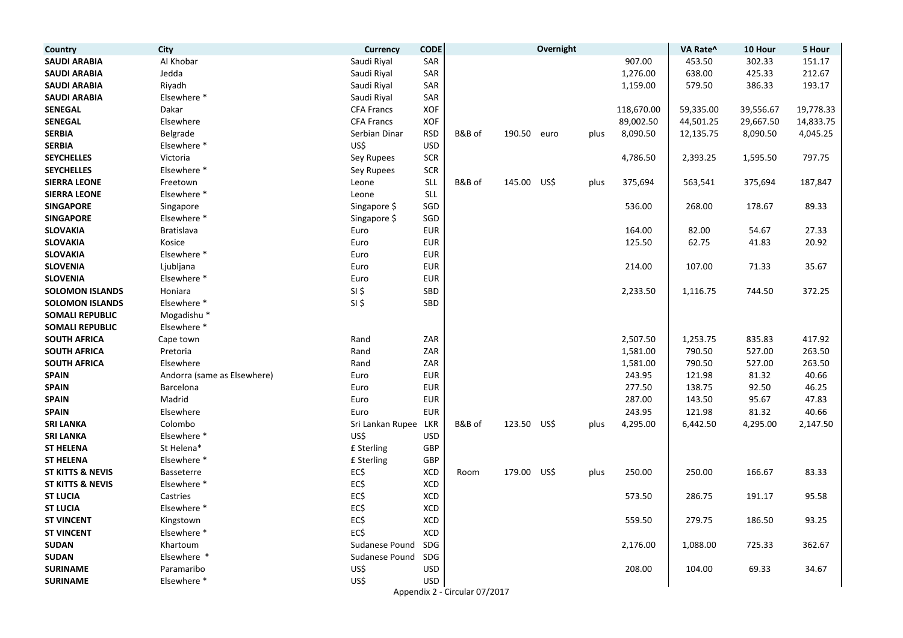| Country | City | Currency | CODE | | | Overnight | | | VA Rate^ | 10 Hour | 5 Hour |
|---|---|---|---|---|---|---|---|---|---|---|---|
| SAUDI ARABIA | Al Khobar | Saudi Riyal | SAR | | | | | 907.00 | 453.50 | 302.33 | 151.17 |
| SAUDI ARABIA | Jedda | Saudi Riyal | SAR | | | | | 1,276.00 | 638.00 | 425.33 | 212.67 |
| SAUDI ARABIA | Riyadh | Saudi Riyal | SAR | | | | | 1,159.00 | 579.50 | 386.33 | 193.17 |
| SAUDI ARABIA | Elsewhere * | Saudi Riyal | SAR | | | | | | | | |
| SENEGAL | Dakar | CFA Francs | XOF | | | | | 118,670.00 | 59,335.00 | 39,556.67 | 19,778.33 |
| SENEGAL | Elsewhere | CFA Francs | XOF | | | | | 89,002.50 | 44,501.25 | 29,667.50 | 14,833.75 |
| SERBIA | Belgrade | Serbian Dinar | RSD | B&B of | 190.50 | euro | plus | 8,090.50 | 12,135.75 | 8,090.50 | 4,045.25 |
| SERBIA | Elsewhere * | US$ | USD | | | | | | | | |
| SEYCHELLES | Victoria | Sey Rupees | SCR | | | | | 4,786.50 | 2,393.25 | 1,595.50 | 797.75 |
| SEYCHELLES | Elsewhere * | Sey Rupees | SCR | | | | | | | | |
| SIERRA LEONE | Freetown | Leone | SLL | B&B of | 145.00 | US$ | plus | 375,694 | 563,541 | 375,694 | 187,847 |
| SIERRA LEONE | Elsewhere * | Leone | SLL | | | | | | | | |
| SINGAPORE | Singapore | Singapore $ | SGD | | | | | 536.00 | 268.00 | 178.67 | 89.33 |
| SINGAPORE | Elsewhere * | Singapore $ | SGD | | | | | | | | |
| SLOVAKIA | Bratislava | Euro | EUR | | | | | 164.00 | 82.00 | 54.67 | 27.33 |
| SLOVAKIA | Kosice | Euro | EUR | | | | | 125.50 | 62.75 | 41.83 | 20.92 |
| SLOVAKIA | Elsewhere * | Euro | EUR | | | | | | | | |
| SLOVENIA | Ljubljana | Euro | EUR | | | | | 214.00 | 107.00 | 71.33 | 35.67 |
| SLOVENIA | Elsewhere * | Euro | EUR | | | | | | | | |
| SOLOMON ISLANDS | Honiara | SI $ | SBD | | | | | 2,233.50 | 1,116.75 | 744.50 | 372.25 |
| SOLOMON ISLANDS | Elsewhere * | SI $ | SBD | | | | | | | | |
| SOMALI REPUBLIC | Mogadishu * | | | | | | | | | | |
| SOMALI REPUBLIC | Elsewhere * | | | | | | | | | | |
| SOUTH AFRICA | Cape town | Rand | ZAR | | | | | 2,507.50 | 1,253.75 | 835.83 | 417.92 |
| SOUTH AFRICA | Pretoria | Rand | ZAR | | | | | 1,581.00 | 790.50 | 527.00 | 263.50 |
| SOUTH AFRICA | Elsewhere | Rand | ZAR | | | | | 1,581.00 | 790.50 | 527.00 | 263.50 |
| SPAIN | Andorra (same as Elsewhere) | Euro | EUR | | | | | 243.95 | 121.98 | 81.32 | 40.66 |
| SPAIN | Barcelona | Euro | EUR | | | | | 277.50 | 138.75 | 92.50 | 46.25 |
| SPAIN | Madrid | Euro | EUR | | | | | 287.00 | 143.50 | 95.67 | 47.83 |
| SPAIN | Elsewhere | Euro | EUR | | | | | 243.95 | 121.98 | 81.32 | 40.66 |
| SRI LANKA | Colombo | Sri Lankan Rupee | LKR | B&B of | 123.50 | US$ | plus | 4,295.00 | 6,442.50 | 4,295.00 | 2,147.50 |
| SRI LANKA | Elsewhere * | US$ | USD | | | | | | | | |
| ST HELENA | St Helena* | £ Sterling | GBP | | | | | | | | |
| ST HELENA | Elsewhere * | £ Sterling | GBP | | | | | | | | |
| ST KITTS & NEVIS | Basseterre | EC$ | XCD | Room | 179.00 | US$ | plus | 250.00 | 250.00 | 166.67 | 83.33 |
| ST KITTS & NEVIS | Elsewhere * | EC$ | XCD | | | | | | | | |
| ST LUCIA | Castries | EC$ | XCD | | | | | 573.50 | 286.75 | 191.17 | 95.58 |
| ST LUCIA | Elsewhere * | EC$ | XCD | | | | | | | | |
| ST VINCENT | Kingstown | EC$ | XCD | | | | | 559.50 | 279.75 | 186.50 | 93.25 |
| ST VINCENT | Elsewhere * | EC$ | XCD | | | | | | | | |
| SUDAN | Khartoum | Sudanese Pound | SDG | | | | | 2,176.00 | 1,088.00 | 725.33 | 362.67 |
| SUDAN | Elsewhere * | Sudanese Pound | SDG | | | | | | | | |
| SURINAME | Paramaribo | US$ | USD | | | | | 208.00 | 104.00 | 69.33 | 34.67 |
| SURINAME | Elsewhere * | US$ | USD | | | | | | | | |

Appendix 2 - Circular 07/2017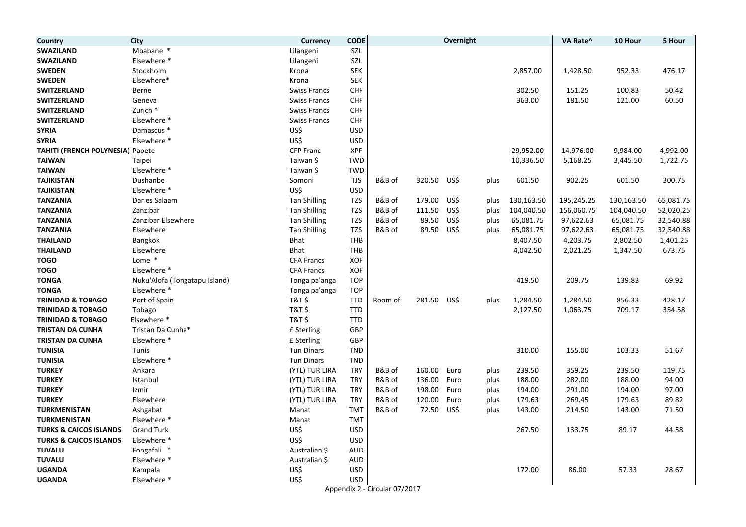| Country | City | Currency | CODE | | | Overnight | | | VA Rate^ | 10 Hour | 5 Hour |
|---|---|---|---|---|---|---|---|---|---|---|---|
| **SWAZILAND** | Mbabane * | Lilangeni | SZL | | | | | | | | |
| **SWAZILAND** | Elsewhere * | Lilangeni | SZL | | | | | | | | |
| **SWEDEN** | Stockholm | Krona | SEK | | | | | 2,857.00 | 1,428.50 | 952.33 | 476.17 |
| **SWEDEN** | Elsewhere* | Krona | SEK | | | | | | | | |
| **SWITZERLAND** | Berne | Swiss Francs | CHF | | | | | 302.50 | 151.25 | 100.83 | 50.42 |
| **SWITZERLAND** | Geneva | Swiss Francs | CHF | | | | | 363.00 | 181.50 | 121.00 | 60.50 |
| **SWITZERLAND** | Zurich * | Swiss Francs | CHF | | | | | | | | |
| **SWITZERLAND** | Elsewhere * | Swiss Francs | CHF | | | | | | | | |
| **SYRIA** | Damascus * | US$ | USD | | | | | | | | |
| **SYRIA** | Elsewhere * | US$ | USD | | | | | | | | |
| **TAHITI (FRENCH POLYNESIA)** | Papete | CFP Franc | XPF | | | | | 29,952.00 | 14,976.00 | 9,984.00 | 4,992.00 |
| **TAIWAN** | Taipei | Taiwan $ | TWD | | | | | 10,336.50 | 5,168.25 | 3,445.50 | 1,722.75 |
| **TAIWAN** | Elsewhere * | Taiwan $ | TWD | | | | | | | | |
| **TAJIKISTAN** | Dushanbe | Somoni | TJS | B&B of | 320.50 | US$ | plus | 601.50 | 902.25 | 601.50 | 300.75 |
| **TAJIKISTAN** | Elsewhere * | US$ | USD | | | | | | | | |
| **TANZANIA** | Dar es Salaam | Tan Shilling | TZS | B&B of | 179.00 | US$ | plus | 130,163.50 | 195,245.25 | 130,163.50 | 65,081.75 |
| **TANZANIA** | Zanzibar | Tan Shilling | TZS | B&B of | 111.50 | US$ | plus | 104,040.50 | 156,060.75 | 104,040.50 | 52,020.25 |
| **TANZANIA** | Zanzibar Elsewhere | Tan Shilling | TZS | B&B of | 89.50 | US$ | plus | 65,081.75 | 97,622.63 | 65,081.75 | 32,540.88 |
| **TANZANIA** | Elsewhere | Tan Shilling | TZS | B&B of | 89.50 | US$ | plus | 65,081.75 | 97,622.63 | 65,081.75 | 32,540.88 |
| **THAILAND** | Bangkok | Bhat | THB | | | | | 8,407.50 | 4,203.75 | 2,802.50 | 1,401.25 |
| **THAILAND** | Elsewhere | Bhat | THB | | | | | 4,042.50 | 2,021.25 | 1,347.50 | 673.75 |
| **TOGO** | Lome * | CFA Francs | XOF | | | | | | | | |
| **TOGO** | Elsewhere * | CFA Francs | XOF | | | | | | | | |
| **TONGA** | Nuku'Alofa (Tongatapu Island) | Tonga pa'anga | TOP | | | | | 419.50 | 209.75 | 139.83 | 69.92 |
| **TONGA** | Elsewhere * | Tonga pa'anga | TOP | | | | | | | | |
| **TRINIDAD & TOBAGO** | Port of Spain | T&T $ | TTD | Room of | 281.50 | US$ | plus | 1,284.50 | 1,284.50 | 856.33 | 428.17 |
| **TRINIDAD & TOBAGO** | Tobago | T&T $ | TTD | | | | | 2,127.50 | 1,063.75 | 709.17 | 354.58 |
| **TRINIDAD & TOBAGO** | Elsewhere * | T&T $ | TTD | | | | | | | | |
| **TRISTAN DA CUNHA** | Tristan Da Cunha* | £ Sterling | GBP | | | | | | | | |
| **TRISTAN DA CUNHA** | Elsewhere * | £ Sterling | GBP | | | | | | | | |
| **TUNISIA** | Tunis | Tun Dinars | TND | | | | | 310.00 | 155.00 | 103.33 | 51.67 |
| **TUNISIA** | Elsewhere * | Tun Dinars | TND | | | | | | | | |
| **TURKEY** | Ankara | (YTL) TUR LIRA | TRY | B&B of | 160.00 | Euro | plus | 239.50 | 359.25 | 239.50 | 119.75 |
| **TURKEY** | Istanbul | (YTL) TUR LIRA | TRY | B&B of | 136.00 | Euro | plus | 188.00 | 282.00 | 188.00 | 94.00 |
| **TURKEY** | Izmir | (YTL) TUR LIRA | TRY | B&B of | 198.00 | Euro | plus | 194.00 | 291.00 | 194.00 | 97.00 |
| **TURKEY** | Elsewhere | (YTL) TUR LIRA | TRY | B&B of | 120.00 | Euro | plus | 179.63 | 269.45 | 179.63 | 89.82 |
| **TURKMENISTAN** | Ashgabat | Manat | TMT | B&B of | 72.50 | US$ | plus | 143.00 | 214.50 | 143.00 | 71.50 |
| **TURKMENISTAN** | Elsewhere * | Manat | TMT | | | | | | | | |
| **TURKS & CAICOS ISLANDS** | Grand Turk | US$ | USD | | | | | 267.50 | 133.75 | 89.17 | 44.58 |
| **TURKS & CAICOS ISLANDS** | Elsewhere * | US$ | USD | | | | | | | | |
| **TUVALU** | Fongafali * | Australian $ | AUD | | | | | | | | |
| **TUVALU** | Elsewhere * | Australian $ | AUD | | | | | | | | |
| **UGANDA** | Kampala | US$ | USD | | | | | 172.00 | 86.00 | 57.33 | 28.67 |
| **UGANDA** | Elsewhere * | US$ | USD | | | | | | | | |

Appendix 2 - Circular 07/2017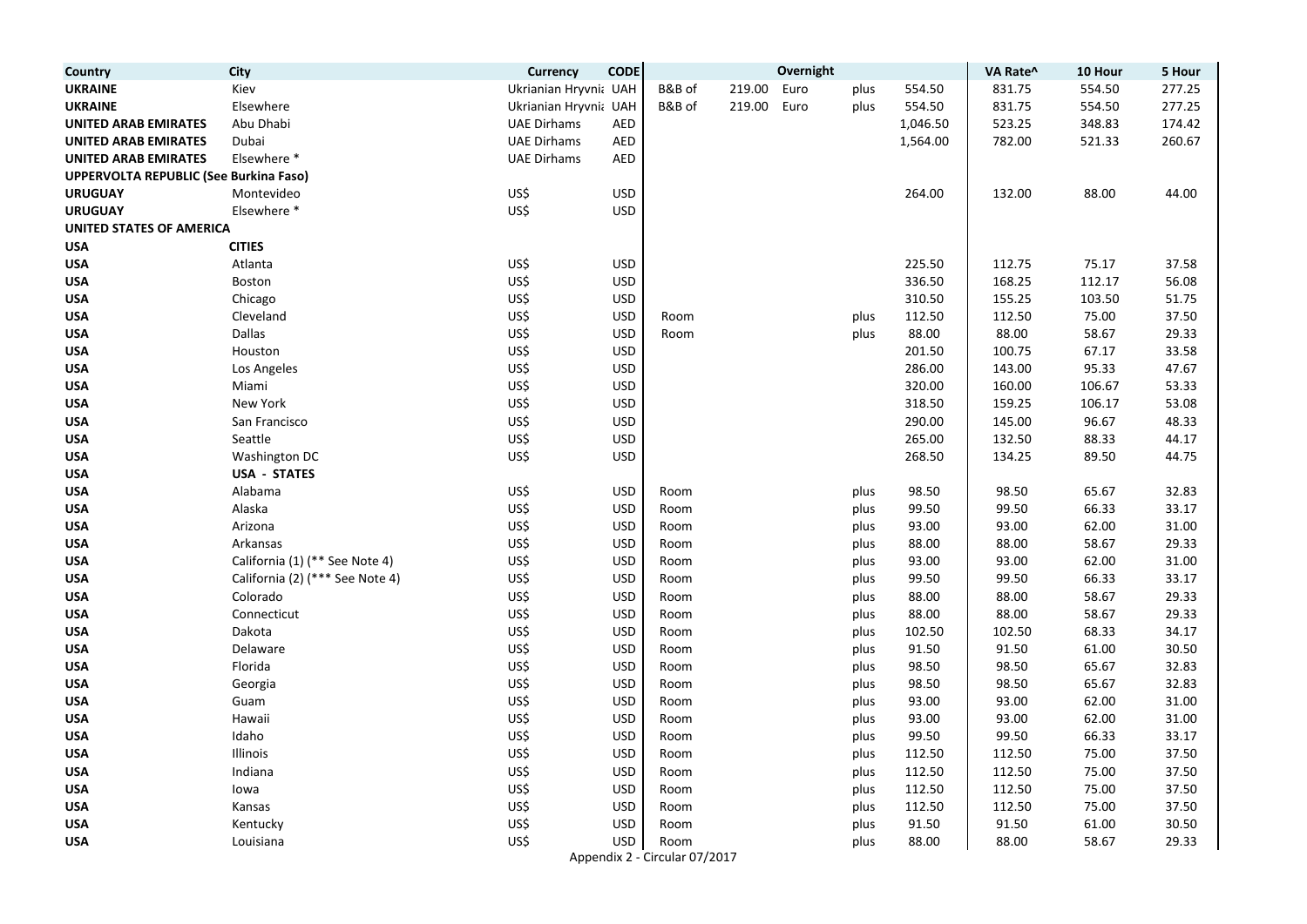| Country | City | Currency | CODE | | | Overnight | | | VA Rate^ | 10 Hour | 5 Hour |
|---|---|---|---|---|---|---|---|---|---|---|---|
| **UKRAINE** | Kiev | Ukrianian Hryvnia | UAH | B&B of | 219.00 | Euro | plus | 554.50 | 831.75 | 554.50 | 277.25 |
| **UKRAINE** | Elsewhere | Ukrianian Hryvnia | UAH | B&B of | 219.00 | Euro | plus | 554.50 | 831.75 | 554.50 | 277.25 |
| **UNITED ARAB EMIRATES** | Abu Dhabi | UAE Dirhams | AED | | | | | 1,046.50 | 523.25 | 348.83 | 174.42 |
| **UNITED ARAB EMIRATES** | Dubai | UAE Dirhams | AED | | | | | 1,564.00 | 782.00 | 521.33 | 260.67 |
| **UNITED ARAB EMIRATES** | Elsewhere * | UAE Dirhams | AED | | | | | | | | |
| **UPPERVOLTA REPUBLIC (See Burkina Faso)** | | | | | | | | | | | |
| **URUGUAY** | Montevideo | US$ | USD | | | | | 264.00 | 132.00 | 88.00 | 44.00 |
| **URUGUAY** | Elsewhere * | US$ | USD | | | | | | | | |
| **UNITED STATES OF AMERICA** | | | | | | | | | | | |
| **USA** | **CITIES** | | | | | | | | | | |
| **USA** | Atlanta | US$ | USD | | | | | 225.50 | 112.75 | 75.17 | 37.58 |
| **USA** | Boston | US$ | USD | | | | | 336.50 | 168.25 | 112.17 | 56.08 |
| **USA** | Chicago | US$ | USD | | | | | 310.50 | 155.25 | 103.50 | 51.75 |
| **USA** | Cleveland | US$ | USD | Room | | | plus | 112.50 | 112.50 | 75.00 | 37.50 |
| **USA** | Dallas | US$ | USD | Room | | | plus | 88.00 | 88.00 | 58.67 | 29.33 |
| **USA** | Houston | US$ | USD | | | | | 201.50 | 100.75 | 67.17 | 33.58 |
| **USA** | Los Angeles | US$ | USD | | | | | 286.00 | 143.00 | 95.33 | 47.67 |
| **USA** | Miami | US$ | USD | | | | | 320.00 | 160.00 | 106.67 | 53.33 |
| **USA** | New York | US$ | USD | | | | | 318.50 | 159.25 | 106.17 | 53.08 |
| **USA** | San Francisco | US$ | USD | | | | | 290.00 | 145.00 | 96.67 | 48.33 |
| **USA** | Seattle | US$ | USD | | | | | 265.00 | 132.50 | 88.33 | 44.17 |
| **USA** | Washington DC | US$ | USD | | | | | 268.50 | 134.25 | 89.50 | 44.75 |
| **USA** | **USA - STATES** | | | | | | | | | | |
| **USA** | Alabama | US$ | USD | Room | | | plus | 98.50 | 98.50 | 65.67 | 32.83 |
| **USA** | Alaska | US$ | USD | Room | | | plus | 99.50 | 99.50 | 66.33 | 33.17 |
| **USA** | Arizona | US$ | USD | Room | | | plus | 93.00 | 93.00 | 62.00 | 31.00 |
| **USA** | Arkansas | US$ | USD | Room | | | plus | 88.00 | 88.00 | 58.67 | 29.33 |
| **USA** | California (1) (** See Note 4) | US$ | USD | Room | | | plus | 93.00 | 93.00 | 62.00 | 31.00 |
| **USA** | California (2) (*** See Note 4) | US$ | USD | Room | | | plus | 99.50 | 99.50 | 66.33 | 33.17 |
| **USA** | Colorado | US$ | USD | Room | | | plus | 88.00 | 88.00 | 58.67 | 29.33 |
| **USA** | Connecticut | US$ | USD | Room | | | plus | 88.00 | 88.00 | 58.67 | 29.33 |
| **USA** | Dakota | US$ | USD | Room | | | plus | 102.50 | 102.50 | 68.33 | 34.17 |
| **USA** | Delaware | US$ | USD | Room | | | plus | 91.50 | 91.50 | 61.00 | 30.50 |
| **USA** | Florida | US$ | USD | Room | | | plus | 98.50 | 98.50 | 65.67 | 32.83 |
| **USA** | Georgia | US$ | USD | Room | | | plus | 98.50 | 98.50 | 65.67 | 32.83 |
| **USA** | Guam | US$ | USD | Room | | | plus | 93.00 | 93.00 | 62.00 | 31.00 |
| **USA** | Hawaii | US$ | USD | Room | | | plus | 93.00 | 93.00 | 62.00 | 31.00 |
| **USA** | Idaho | US$ | USD | Room | | | plus | 99.50 | 99.50 | 66.33 | 33.17 |
| **USA** | Illinois | US$ | USD | Room | | | plus | 112.50 | 112.50 | 75.00 | 37.50 |
| **USA** | Indiana | US$ | USD | Room | | | plus | 112.50 | 112.50 | 75.00 | 37.50 |
| **USA** | Iowa | US$ | USD | Room | | | plus | 112.50 | 112.50 | 75.00 | 37.50 |
| **USA** | Kansas | US$ | USD | Room | | | plus | 112.50 | 112.50 | 75.00 | 37.50 |
| **USA** | Kentucky | US$ | USD | Room | | | plus | 91.50 | 91.50 | 61.00 | 30.50 |
| **USA** | Louisiana | US$ | USD | Room | | | plus | 88.00 | 88.00 | 58.67 | 29.33 |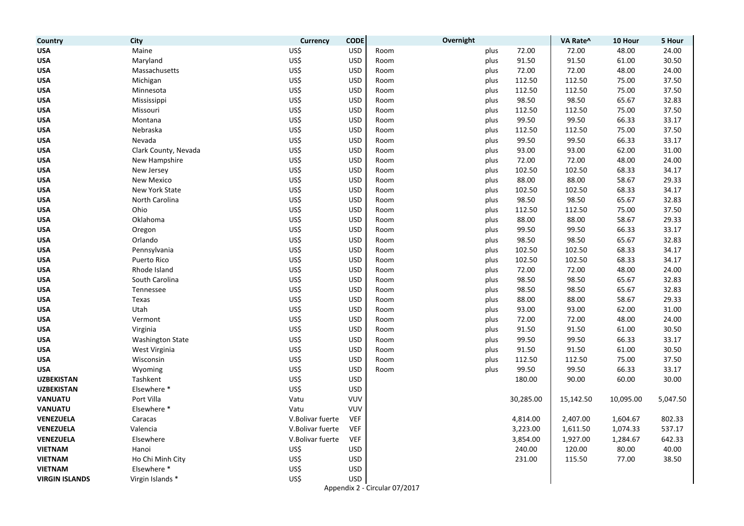| Country | City | Currency | CODE | Overnight | | | VA Rate^ | 10 Hour | 5 Hour |
|---|---|---|---|---|---|---|---|---|---|
| **USA** | Maine | US$ | USD | Room | plus | 72.00 | 72.00 | 48.00 | 24.00 |
| **USA** | Maryland | US$ | USD | Room | plus | 91.50 | 91.50 | 61.00 | 30.50 |
| **USA** | Massachusetts | US$ | USD | Room | plus | 72.00 | 72.00 | 48.00 | 24.00 |
| **USA** | Michigan | US$ | USD | Room | plus | 112.50 | 112.50 | 75.00 | 37.50 |
| **USA** | Minnesota | US$ | USD | Room | plus | 112.50 | 112.50 | 75.00 | 37.50 |
| **USA** | Mississippi | US$ | USD | Room | plus | 98.50 | 98.50 | 65.67 | 32.83 |
| **USA** | Missouri | US$ | USD | Room | plus | 112.50 | 112.50 | 75.00 | 37.50 |
| **USA** | Montana | US$ | USD | Room | plus | 99.50 | 99.50 | 66.33 | 33.17 |
| **USA** | Nebraska | US$ | USD | Room | plus | 112.50 | 112.50 | 75.00 | 37.50 |
| **USA** | Nevada | US$ | USD | Room | plus | 99.50 | 99.50 | 66.33 | 33.17 |
| **USA** | Clark County, Nevada | US$ | USD | Room | plus | 93.00 | 93.00 | 62.00 | 31.00 |
| **USA** | New Hampshire | US$ | USD | Room | plus | 72.00 | 72.00 | 48.00 | 24.00 |
| **USA** | New Jersey | US$ | USD | Room | plus | 102.50 | 102.50 | 68.33 | 34.17 |
| **USA** | New Mexico | US$ | USD | Room | plus | 88.00 | 88.00 | 58.67 | 29.33 |
| **USA** | New York State | US$ | USD | Room | plus | 102.50 | 102.50 | 68.33 | 34.17 |
| **USA** | North Carolina | US$ | USD | Room | plus | 98.50 | 98.50 | 65.67 | 32.83 |
| **USA** | Ohio | US$ | USD | Room | plus | 112.50 | 112.50 | 75.00 | 37.50 |
| **USA** | Oklahoma | US$ | USD | Room | plus | 88.00 | 88.00 | 58.67 | 29.33 |
| **USA** | Oregon | US$ | USD | Room | plus | 99.50 | 99.50 | 66.33 | 33.17 |
| **USA** | Orlando | US$ | USD | Room | plus | 98.50 | 98.50 | 65.67 | 32.83 |
| **USA** | Pennsylvania | US$ | USD | Room | plus | 102.50 | 102.50 | 68.33 | 34.17 |
| **USA** | Puerto Rico | US$ | USD | Room | plus | 102.50 | 102.50 | 68.33 | 34.17 |
| **USA** | Rhode Island | US$ | USD | Room | plus | 72.00 | 72.00 | 48.00 | 24.00 |
| **USA** | South Carolina | US$ | USD | Room | plus | 98.50 | 98.50 | 65.67 | 32.83 |
| **USA** | Tennessee | US$ | USD | Room | plus | 98.50 | 98.50 | 65.67 | 32.83 |
| **USA** | Texas | US$ | USD | Room | plus | 88.00 | 88.00 | 58.67 | 29.33 |
| **USA** | Utah | US$ | USD | Room | plus | 93.00 | 93.00 | 62.00 | 31.00 |
| **USA** | Vermont | US$ | USD | Room | plus | 72.00 | 72.00 | 48.00 | 24.00 |
| **USA** | Virginia | US$ | USD | Room | plus | 91.50 | 91.50 | 61.00 | 30.50 |
| **USA** | Washington State | US$ | USD | Room | plus | 99.50 | 99.50 | 66.33 | 33.17 |
| **USA** | West Virginia | US$ | USD | Room | plus | 91.50 | 91.50 | 61.00 | 30.50 |
| **USA** | Wisconsin | US$ | USD | Room | plus | 112.50 | 112.50 | 75.00 | 37.50 |
| **USA** | Wyoming | US$ | USD | Room | plus | 99.50 | 99.50 | 66.33 | 33.17 |
| **UZBEKISTAN** | Tashkent | US$ | USD | | | 180.00 | 90.00 | 60.00 | 30.00 |
| **UZBEKISTAN** | Elsewhere * | US$ | USD | | | | | | |
| **VANUATU** | Port Villa | Vatu | VUV | | | 30,285.00 | 15,142.50 | 10,095.00 | 5,047.50 |
| **VANUATU** | Elsewhere * | Vatu | VUV | | | | | | |
| **VENEZUELA** | Caracas | V.Bolivar fuerte | VEF | | | 4,814.00 | 2,407.00 | 1,604.67 | 802.33 |
| **VENEZUELA** | Valencia | V.Bolivar fuerte | VEF | | | 3,223.00 | 1,611.50 | 1,074.33 | 537.17 |
| **VENEZUELA** | Elsewhere | V.Bolivar fuerte | VEF | | | 3,854.00 | 1,927.00 | 1,284.67 | 642.33 |
| **VIETNAM** | Hanoi | US$ | USD | | | 240.00 | 120.00 | 80.00 | 40.00 |
| **VIETNAM** | Ho Chi Minh City | US$ | USD | | | 231.00 | 115.50 | 77.00 | 38.50 |
| **VIETNAM** | Elsewhere * | US$ | USD | | | | | | |
| **VIRGIN ISLANDS** | Virgin Islands * | US$ | USD | | | | | | |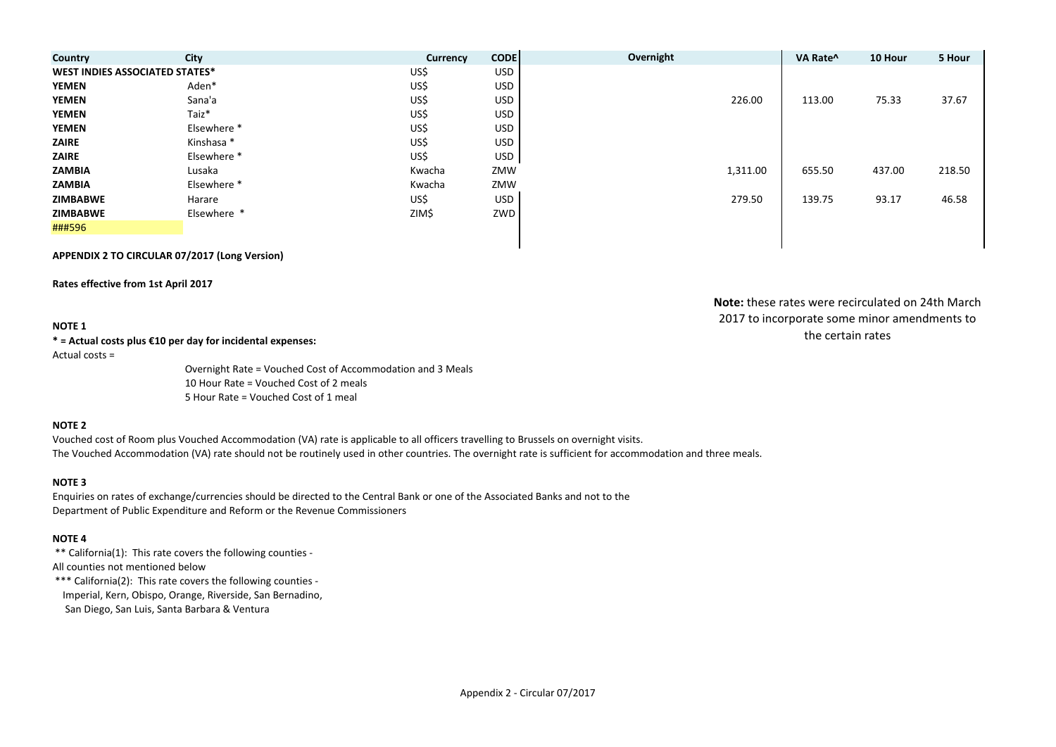| Country | City | Currency | CODE | Overnight | VA Rate^ | 10 Hour | 5 Hour |
|---|---|---|---|---|---|---|---|
| **WEST INDIES ASSOCIATED STATES*** | | US$ | USD | | | | |
| **YEMEN** | Aden* | US$ | USD | | | | |
| **YEMEN** | Sana'a | US$ | USD | 226.00 | 113.00 | 75.33 | 37.67 |
| **YEMEN** | Taiz* | US$ | USD | | | | |
| **YEMEN** | Elsewhere * | US$ | USD | | | | |
| **ZAIRE** | Kinshasa * | US$ | USD | | | | |
| **ZAIRE** | Elsewhere * | US$ | USD | | | | |
| **ZAMBIA** | Lusaka | Kwacha | ZMW | 1,311.00 | 655.50 | 437.00 | 218.50 |
| **ZAMBIA** | Elsewhere * | Kwacha | ZMW | | | | |
| **ZIMBABWE** | Harare | US$ | USD | 279.50 | 139.75 | 93.17 | 46.58 |
| **ZIMBABWE** | Elsewhere * | ZIM$ | ZWD | | | | |
| ###596 | | | | | | | |

**APPENDIX 2 TO CIRCULAR 07/2017 (Long Version)**

**Rates effective from 1st April 2017**

**Note:** these rates were recirculated on 24th March 2017 to incorporate some minor amendments to the certain rates

**NOTE 1**

**\* = Actual costs plus €10 per day for incidental expenses:**

Actual costs =

Overnight Rate = Vouched Cost of Accommodation and 3 Meals
10 Hour Rate = Vouched Cost of 2 meals
5 Hour Rate = Vouched Cost of 1 meal

**NOTE 2**

Vouched cost of Room plus Vouched Accommodation (VA) rate is applicable to all officers travelling to Brussels on overnight visits.
The Vouched Accommodation (VA) rate should not be routinely used in other countries. The overnight rate is sufficient for accommodation and three meals.

**NOTE 3**

Enquiries on rates of exchange/currencies should be directed to the Central Bank or one of the Associated Banks and not to the Department of Public Expenditure and Reform or the Revenue Commissioners

**NOTE 4**

** California(1): This rate covers the following counties -
All counties not mentioned below

*** California(2): This rate covers the following counties -
Imperial, Kern, Obispo, Orange, Riverside, San Bernadino,
San Diego, San Luis, Santa Barbara & Ventura